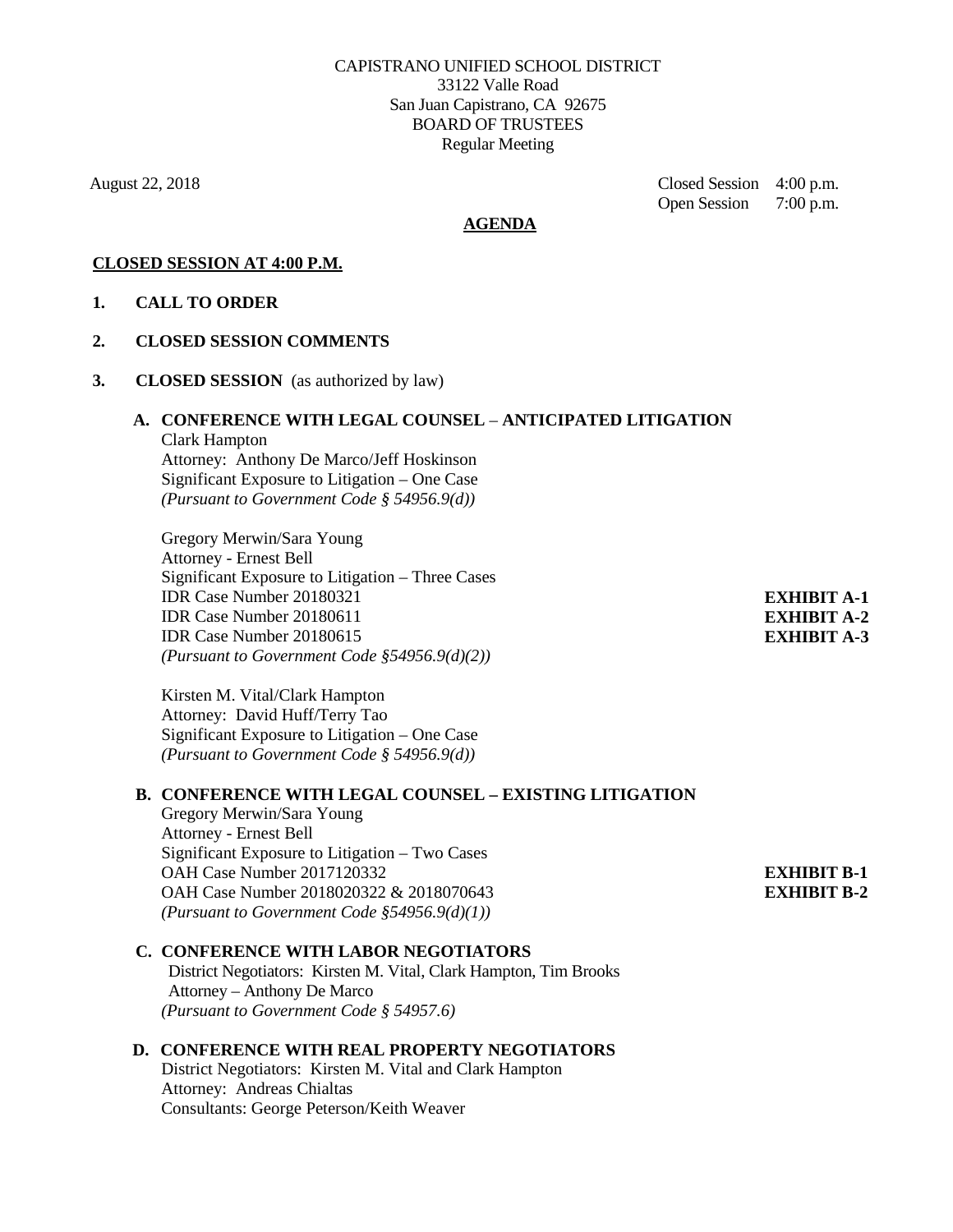CAPISTRANO UNIFIED SCHOOL DISTRICT
33122 Valle Road
San Juan Capistrano, CA 92675
BOARD OF TRUSTEES
Regular Meeting

August 22, 2018

Closed Session 4:00 p.m.
Open Session 7:00 p.m.

**AGENDA**

**CLOSED SESSION AT 4:00 P.M.**

1. **CALL TO ORDER**

2. **CLOSED SESSION COMMENTS**

3. **CLOSED SESSION** (as authorized by law)

   **A. CONFERENCE WITH LEGAL COUNSEL – ANTICIPATED LITIGATION**

   Clark Hampton
   Attorney: Anthony De Marco/Jeff Hoskinson
   Significant Exposure to Litigation – One Case
   *(Pursuant to Government Code § 54956.9(d))*

   Gregory Merwin/Sara Young
   Attorney - Ernest Bell
   Significant Exposure to Litigation – Three Cases
   IDR Case Number 20180321 **EXHIBIT A-1**
   IDR Case Number 20180611 **EXHIBIT A-2**
   IDR Case Number 20180615 **EXHIBIT A-3**
   *(Pursuant to Government Code §54956.9(d)(2))*

   Kirsten M. Vital/Clark Hampton
   Attorney: David Huff/Terry Tao
   Significant Exposure to Litigation – One Case
   *(Pursuant to Government Code § 54956.9(d))*

   **B. CONFERENCE WITH LEGAL COUNSEL – EXISTING LITIGATION**

   Gregory Merwin/Sara Young
   Attorney - Ernest Bell
   Significant Exposure to Litigation – Two Cases
   OAH Case Number 2017120332 **EXHIBIT B-1**
   OAH Case Number 2018020322 & 2018070643 **EXHIBIT B-2**
   *(Pursuant to Government Code §54956.9(d)(1))*

   **C. CONFERENCE WITH LABOR NEGOTIATORS**

   District Negotiators: Kirsten M. Vital, Clark Hampton, Tim Brooks
   Attorney – Anthony De Marco
   *(Pursuant to Government Code § 54957.6)*

   **D. CONFERENCE WITH REAL PROPERTY NEGOTIATORS**

   District Negotiators: Kirsten M. Vital and Clark Hampton
   Attorney: Andreas Chialtas
   Consultants: George Peterson/Keith Weaver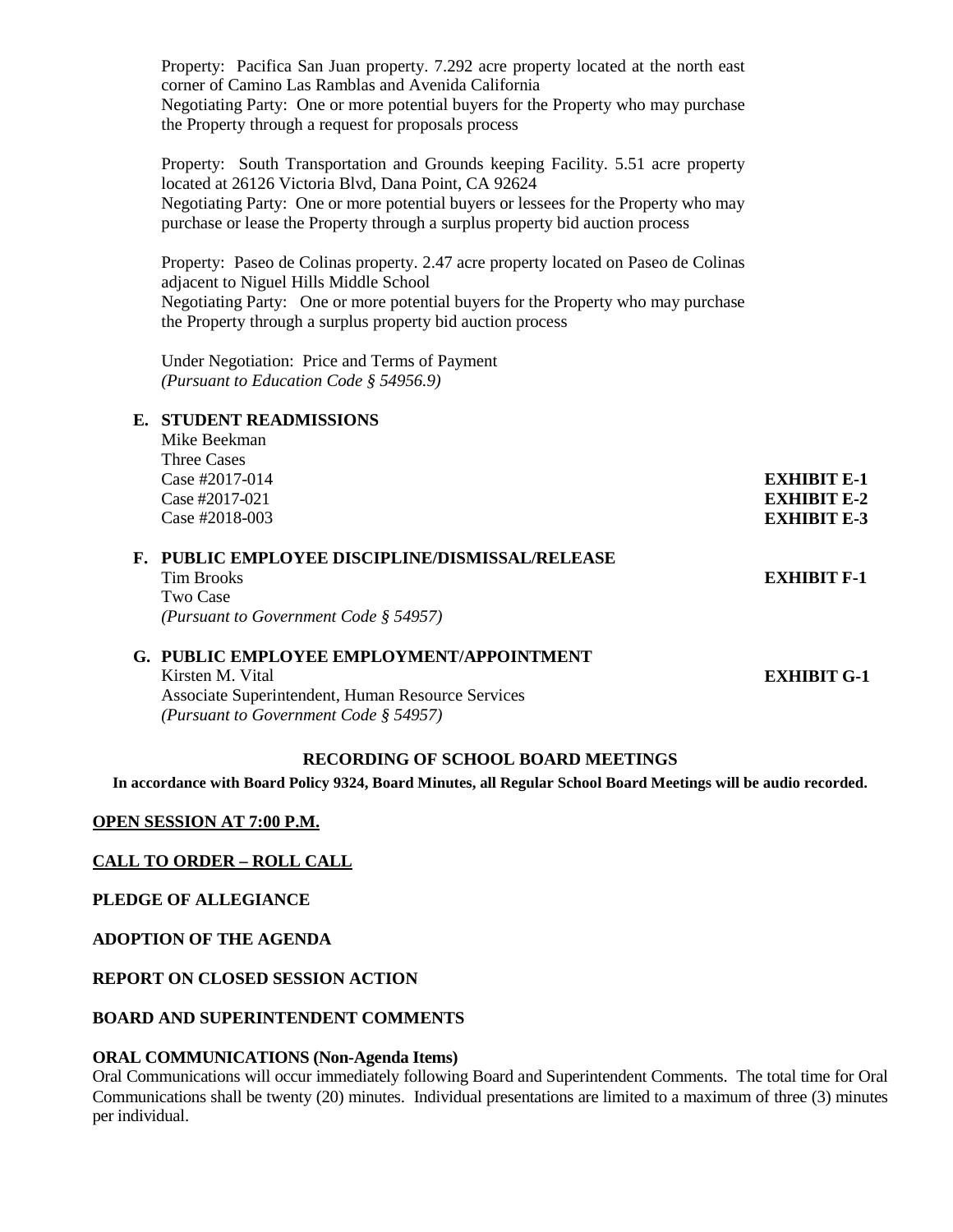Property: Pacifica San Juan property. 7.292 acre property located at the north east corner of Camino Las Ramblas and Avenida California
Negotiating Party: One or more potential buyers for the Property who may purchase the Property through a request for proposals process

Property: South Transportation and Grounds keeping Facility. 5.51 acre property located at 26126 Victoria Blvd, Dana Point, CA 92624
Negotiating Party: One or more potential buyers or lessees for the Property who may purchase or lease the Property through a surplus property bid auction process

Property: Paseo de Colinas property. 2.47 acre property located on Paseo de Colinas adjacent to Niguel Hills Middle School
Negotiating Party: One or more potential buyers for the Property who may purchase the Property through a surplus property bid auction process

Under Negotiation: Price and Terms of Payment
*(Pursuant to Education Code § 54956.9)*

**E. STUDENT READMISSIONS**
Mike Beekman
Three Cases
Case #2017-014 **EXHIBIT E-1**
Case #2017-021 **EXHIBIT E-2**
Case #2018-003 **EXHIBIT E-3**

**F. PUBLIC EMPLOYEE DISCIPLINE/DISMISSAL/RELEASE**
Tim Brooks **EXHIBIT F-1**
Two Case
*(Pursuant to Government Code § 54957)*

**G. PUBLIC EMPLOYEE EMPLOYMENT/APPOINTMENT**
Kirsten M. Vital **EXHIBIT G-1**
Associate Superintendent, Human Resource Services
*(Pursuant to Government Code § 54957)*

**RECORDING OF SCHOOL BOARD MEETINGS**

**In accordance with Board Policy 9324, Board Minutes, all Regular School Board Meetings will be audio recorded.**

**OPEN SESSION AT 7:00 P.M.**

**CALL TO ORDER – ROLL CALL**

**PLEDGE OF ALLEGIANCE**

**ADOPTION OF THE AGENDA**

**REPORT ON CLOSED SESSION ACTION**

**BOARD AND SUPERINTENDENT COMMENTS**

**ORAL COMMUNICATIONS (Non-Agenda Items)**
Oral Communications will occur immediately following Board and Superintendent Comments. The total time for Oral Communications shall be twenty (20) minutes. Individual presentations are limited to a maximum of three (3) minutes per individual.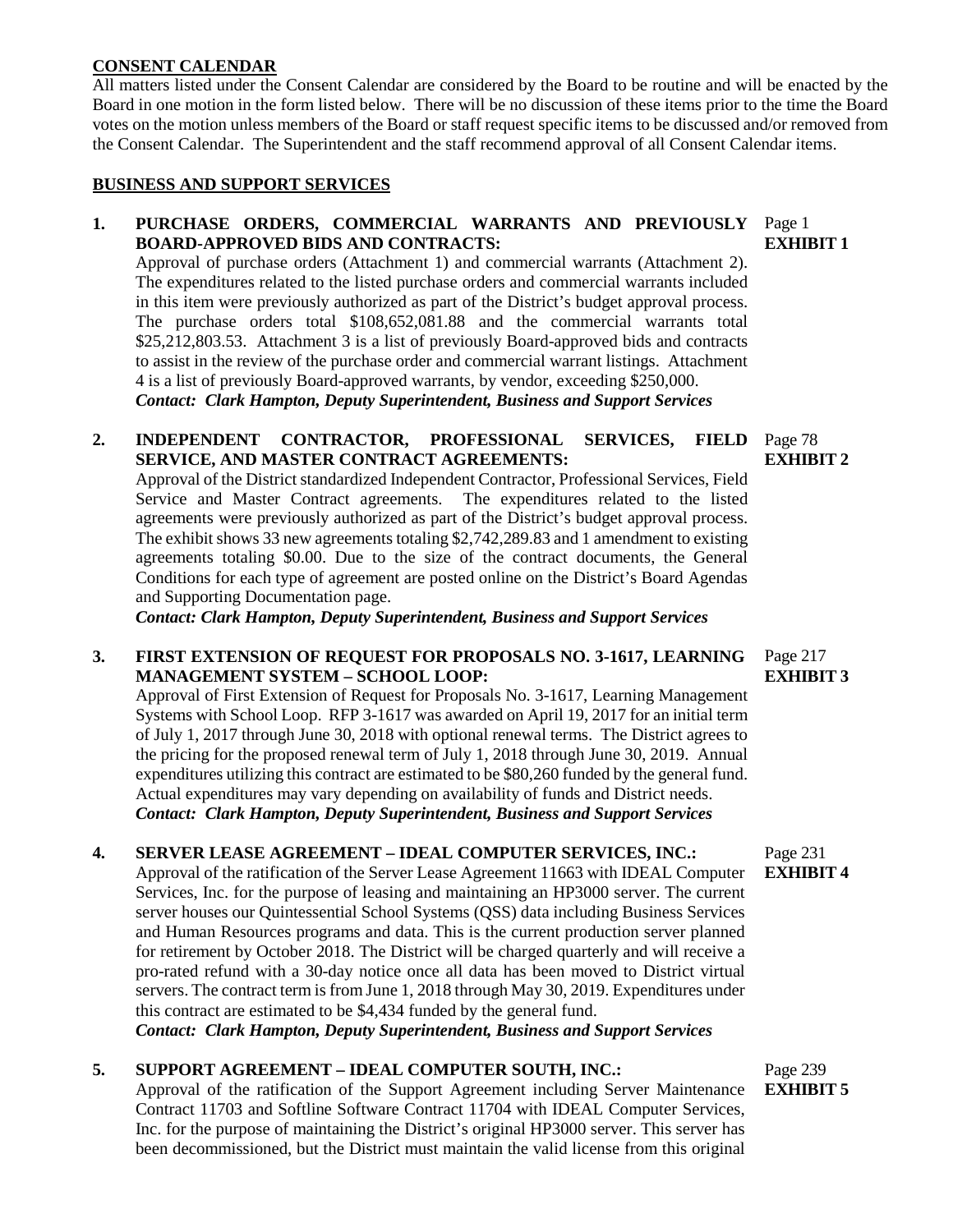## CONSENT CALENDAR

All matters listed under the Consent Calendar are considered by the Board to be routine and will be enacted by the Board in one motion in the form listed below. There will be no discussion of these items prior to the time the Board votes on the motion unless members of the Board or staff request specific items to be discussed and/or removed from the Consent Calendar. The Superintendent and the staff recommend approval of all Consent Calendar items.

### BUSINESS AND SUPPORT SERVICES

**1. PURCHASE ORDERS, COMMERCIAL WARRANTS AND PREVIOUSLY BOARD-APPROVED BIDS AND CONTRACTS:** Page 1 **EXHIBIT 1**

Approval of purchase orders (Attachment 1) and commercial warrants (Attachment 2). The expenditures related to the listed purchase orders and commercial warrants included in this item were previously authorized as part of the District's budget approval process. The purchase orders total $108,652,081.88 and the commercial warrants total $25,212,803.53. Attachment 3 is a list of previously Board-approved bids and contracts to assist in the review of the purchase order and commercial warrant listings. Attachment 4 is a list of previously Board-approved warrants, by vendor, exceeding $250,000.
***Contact: Clark Hampton, Deputy Superintendent, Business and Support Services***

**2. INDEPENDENT CONTRACTOR, PROFESSIONAL SERVICES, FIELD SERVICE, AND MASTER CONTRACT AGREEMENTS:** Page 78 **EXHIBIT 2**

Approval of the District standardized Independent Contractor, Professional Services, Field Service and Master Contract agreements. The expenditures related to the listed agreements were previously authorized as part of the District's budget approval process. The exhibit shows 33 new agreements totaling $2,742,289.83 and 1 amendment to existing agreements totaling $0.00. Due to the size of the contract documents, the General Conditions for each type of agreement are posted online on the District's Board Agendas and Supporting Documentation page.
***Contact: Clark Hampton, Deputy Superintendent, Business and Support Services***

**3. FIRST EXTENSION OF REQUEST FOR PROPOSALS NO. 3-1617, LEARNING MANAGEMENT SYSTEM – SCHOOL LOOP:** Page 217 **EXHIBIT 3**

Approval of First Extension of Request for Proposals No. 3-1617, Learning Management Systems with School Loop. RFP 3-1617 was awarded on April 19, 2017 for an initial term of July 1, 2017 through June 30, 2018 with optional renewal terms. The District agrees to the pricing for the proposed renewal term of July 1, 2018 through June 30, 2019. Annual expenditures utilizing this contract are estimated to be $80,260 funded by the general fund. Actual expenditures may vary depending on availability of funds and District needs.
***Contact: Clark Hampton, Deputy Superintendent, Business and Support Services***

**4. SERVER LEASE AGREEMENT – IDEAL COMPUTER SERVICES, INC.:** Page 231 **EXHIBIT 4**

Approval of the ratification of the Server Lease Agreement 11663 with IDEAL Computer Services, Inc. for the purpose of leasing and maintaining an HP3000 server. The current server houses our Quintessential School Systems (QSS) data including Business Services and Human Resources programs and data. This is the current production server planned for retirement by October 2018. The District will be charged quarterly and will receive a pro-rated refund with a 30-day notice once all data has been moved to District virtual servers. The contract term is from June 1, 2018 through May 30, 2019. Expenditures under this contract are estimated to be $4,434 funded by the general fund.
***Contact: Clark Hampton, Deputy Superintendent, Business and Support Services***

**5. SUPPORT AGREEMENT – IDEAL COMPUTER SOUTH, INC.:** Page 239 **EXHIBIT 5**

Approval of the ratification of the Support Agreement including Server Maintenance Contract 11703 and Softline Software Contract 11704 with IDEAL Computer Services, Inc. for the purpose of maintaining the District's original HP3000 server. This server has been decommissioned, but the District must maintain the valid license from this original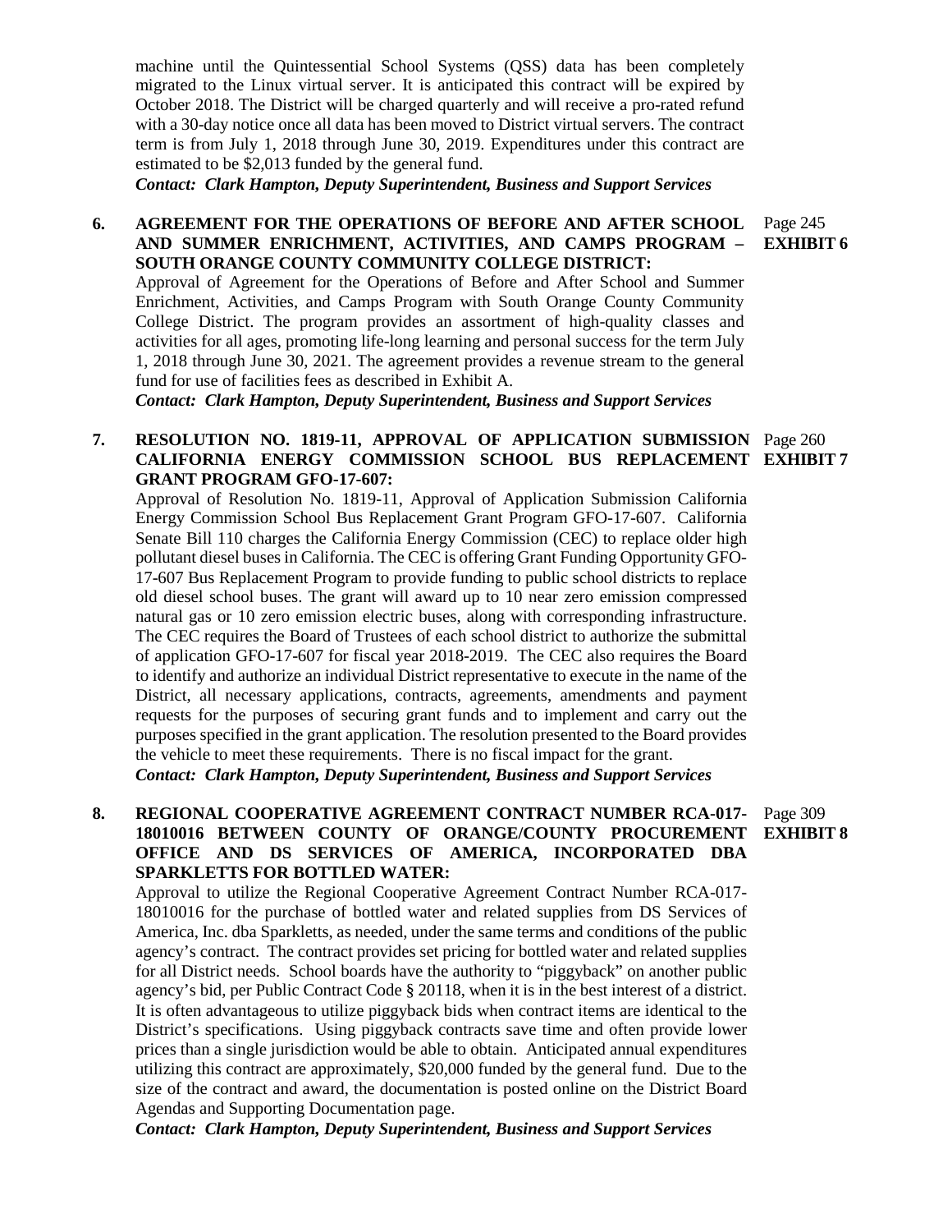machine until the Quintessential School Systems (QSS) data has been completely migrated to the Linux virtual server. It is anticipated this contract will be expired by October 2018. The District will be charged quarterly and will receive a pro-rated refund with a 30-day notice once all data has been moved to District virtual servers. The contract term is from July 1, 2018 through June 30, 2019. Expenditures under this contract are estimated to be $2,013 funded by the general fund.

***Contact: Clark Hampton, Deputy Superintendent, Business and Support Services***

**6. AGREEMENT FOR THE OPERATIONS OF BEFORE AND AFTER SCHOOL AND SUMMER ENRICHMENT, ACTIVITIES, AND CAMPS PROGRAM – SOUTH ORANGE COUNTY COMMUNITY COLLEGE DISTRICT:** Page 245 **EXHIBIT 6**

Approval of Agreement for the Operations of Before and After School and Summer Enrichment, Activities, and Camps Program with South Orange County Community College District. The program provides an assortment of high-quality classes and activities for all ages, promoting life-long learning and personal success for the term July 1, 2018 through June 30, 2021. The agreement provides a revenue stream to the general fund for use of facilities fees as described in Exhibit A.

***Contact: Clark Hampton, Deputy Superintendent, Business and Support Services***

**7. RESOLUTION NO. 1819-11, APPROVAL OF APPLICATION SUBMISSION CALIFORNIA ENERGY COMMISSION SCHOOL BUS REPLACEMENT GRANT PROGRAM GFO-17-607:** Page 260 **EXHIBIT 7**

Approval of Resolution No. 1819-11, Approval of Application Submission California Energy Commission School Bus Replacement Grant Program GFO-17-607. California Senate Bill 110 charges the California Energy Commission (CEC) to replace older high pollutant diesel buses in California. The CEC is offering Grant Funding Opportunity GFO-17-607 Bus Replacement Program to provide funding to public school districts to replace old diesel school buses. The grant will award up to 10 near zero emission compressed natural gas or 10 zero emission electric buses, along with corresponding infrastructure. The CEC requires the Board of Trustees of each school district to authorize the submittal of application GFO-17-607 for fiscal year 2018-2019. The CEC also requires the Board to identify and authorize an individual District representative to execute in the name of the District, all necessary applications, contracts, agreements, amendments and payment requests for the purposes of securing grant funds and to implement and carry out the purposes specified in the grant application. The resolution presented to the Board provides the vehicle to meet these requirements. There is no fiscal impact for the grant.

***Contact: Clark Hampton, Deputy Superintendent, Business and Support Services***

**8. REGIONAL COOPERATIVE AGREEMENT CONTRACT NUMBER RCA-017-18010016 BETWEEN COUNTY OF ORANGE/COUNTY PROCUREMENT OFFICE AND DS SERVICES OF AMERICA, INCORPORATED DBA SPARKLETTS FOR BOTTLED WATER:** Page 309 **EXHIBIT 8**

Approval to utilize the Regional Cooperative Agreement Contract Number RCA-017-18010016 for the purchase of bottled water and related supplies from DS Services of America, Inc. dba Sparkletts, as needed, under the same terms and conditions of the public agency's contract. The contract provides set pricing for bottled water and related supplies for all District needs. School boards have the authority to "piggyback" on another public agency's bid, per Public Contract Code § 20118, when it is in the best interest of a district. It is often advantageous to utilize piggyback bids when contract items are identical to the District's specifications. Using piggyback contracts save time and often provide lower prices than a single jurisdiction would be able to obtain. Anticipated annual expenditures utilizing this contract are approximately, $20,000 funded by the general fund. Due to the size of the contract and award, the documentation is posted online on the District Board Agendas and Supporting Documentation page.

***Contact: Clark Hampton, Deputy Superintendent, Business and Support Services***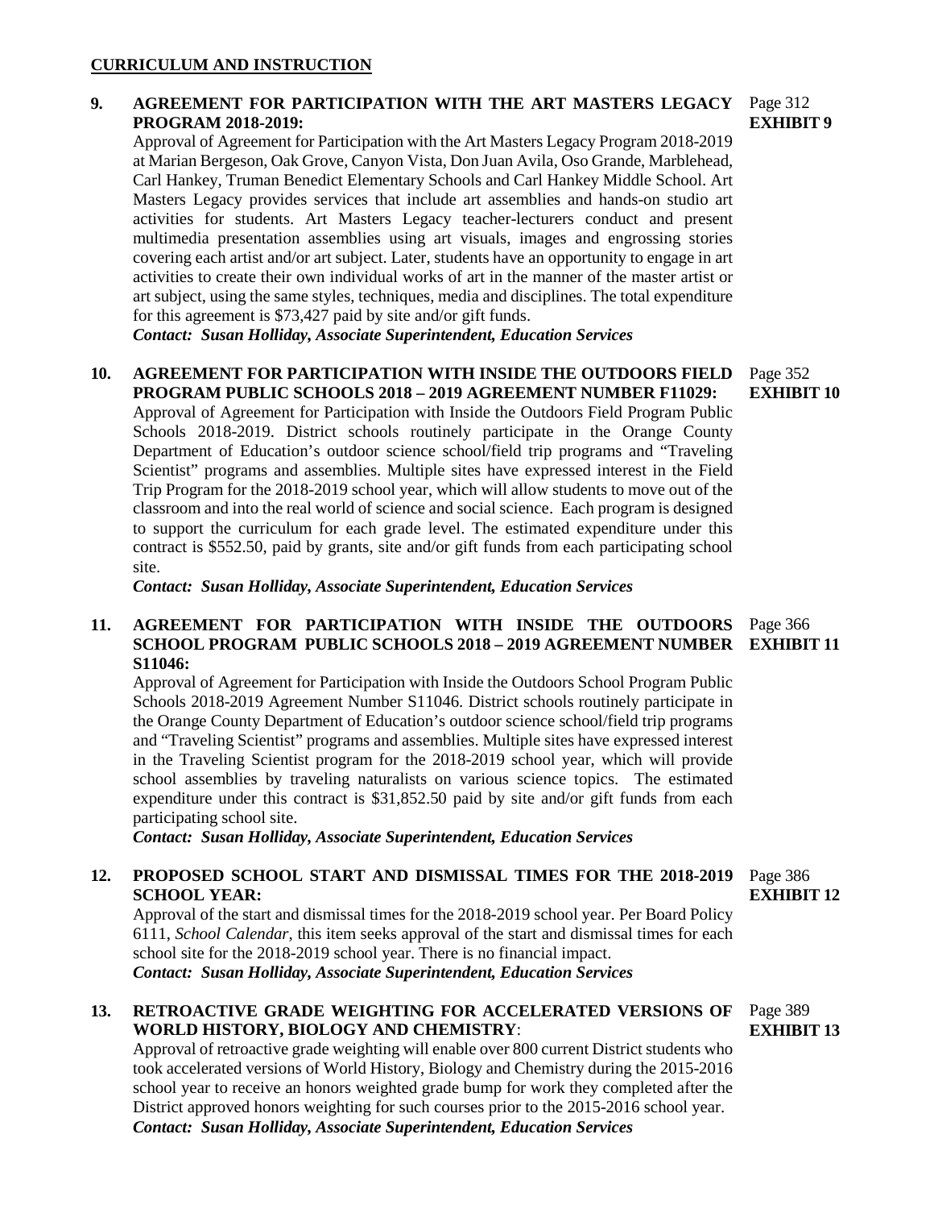## CURRICULUM AND INSTRUCTION

**9. AGREEMENT FOR PARTICIPATION WITH THE ART MASTERS LEGACY PROGRAM 2018-2019:** Page 312 **EXHIBIT 9**

Approval of Agreement for Participation with the Art Masters Legacy Program 2018-2019 at Marian Bergeson, Oak Grove, Canyon Vista, Don Juan Avila, Oso Grande, Marblehead, Carl Hankey, Truman Benedict Elementary Schools and Carl Hankey Middle School. Art Masters Legacy provides services that include art assemblies and hands-on studio art activities for students. Art Masters Legacy teacher-lecturers conduct and present multimedia presentation assemblies using art visuals, images and engrossing stories covering each artist and/or art subject. Later, students have an opportunity to engage in art activities to create their own individual works of art in the manner of the master artist or art subject, using the same styles, techniques, media and disciplines. The total expenditure for this agreement is $73,427 paid by site and/or gift funds.

***Contact: Susan Holliday, Associate Superintendent, Education Services***

**10. AGREEMENT FOR PARTICIPATION WITH INSIDE THE OUTDOORS FIELD PROGRAM PUBLIC SCHOOLS 2018 – 2019 AGREEMENT NUMBER F11029:** Page 352 **EXHIBIT 10**

Approval of Agreement for Participation with Inside the Outdoors Field Program Public Schools 2018-2019. District schools routinely participate in the Orange County Department of Education's outdoor science school/field trip programs and "Traveling Scientist" programs and assemblies. Multiple sites have expressed interest in the Field Trip Program for the 2018-2019 school year, which will allow students to move out of the classroom and into the real world of science and social science. Each program is designed to support the curriculum for each grade level. The estimated expenditure under this contract is $552.50, paid by grants, site and/or gift funds from each participating school site.

***Contact: Susan Holliday, Associate Superintendent, Education Services***

**11. AGREEMENT FOR PARTICIPATION WITH INSIDE THE OUTDOORS SCHOOL PROGRAM PUBLIC SCHOOLS 2018 – 2019 AGREEMENT NUMBER S11046:** Page 366 **EXHIBIT 11**

Approval of Agreement for Participation with Inside the Outdoors School Program Public Schools 2018-2019 Agreement Number S11046. District schools routinely participate in the Orange County Department of Education's outdoor science school/field trip programs and "Traveling Scientist" programs and assemblies. Multiple sites have expressed interest in the Traveling Scientist program for the 2018-2019 school year, which will provide school assemblies by traveling naturalists on various science topics. The estimated expenditure under this contract is $31,852.50 paid by site and/or gift funds from each participating school site.

***Contact: Susan Holliday, Associate Superintendent, Education Services***

**12. PROPOSED SCHOOL START AND DISMISSAL TIMES FOR THE 2018-2019 SCHOOL YEAR:** Page 386 **EXHIBIT 12**

Approval of the start and dismissal times for the 2018-2019 school year. Per Board Policy 6111, *School Calendar*, this item seeks approval of the start and dismissal times for each school site for the 2018-2019 school year. There is no financial impact.

***Contact: Susan Holliday, Associate Superintendent, Education Services***

**13. RETROACTIVE GRADE WEIGHTING FOR ACCELERATED VERSIONS OF WORLD HISTORY, BIOLOGY AND CHEMISTRY**: Page 389 **EXHIBIT 13**

Approval of retroactive grade weighting will enable over 800 current District students who took accelerated versions of World History, Biology and Chemistry during the 2015-2016 school year to receive an honors weighted grade bump for work they completed after the District approved honors weighting for such courses prior to the 2015-2016 school year.

***Contact: Susan Holliday, Associate Superintendent, Education Services***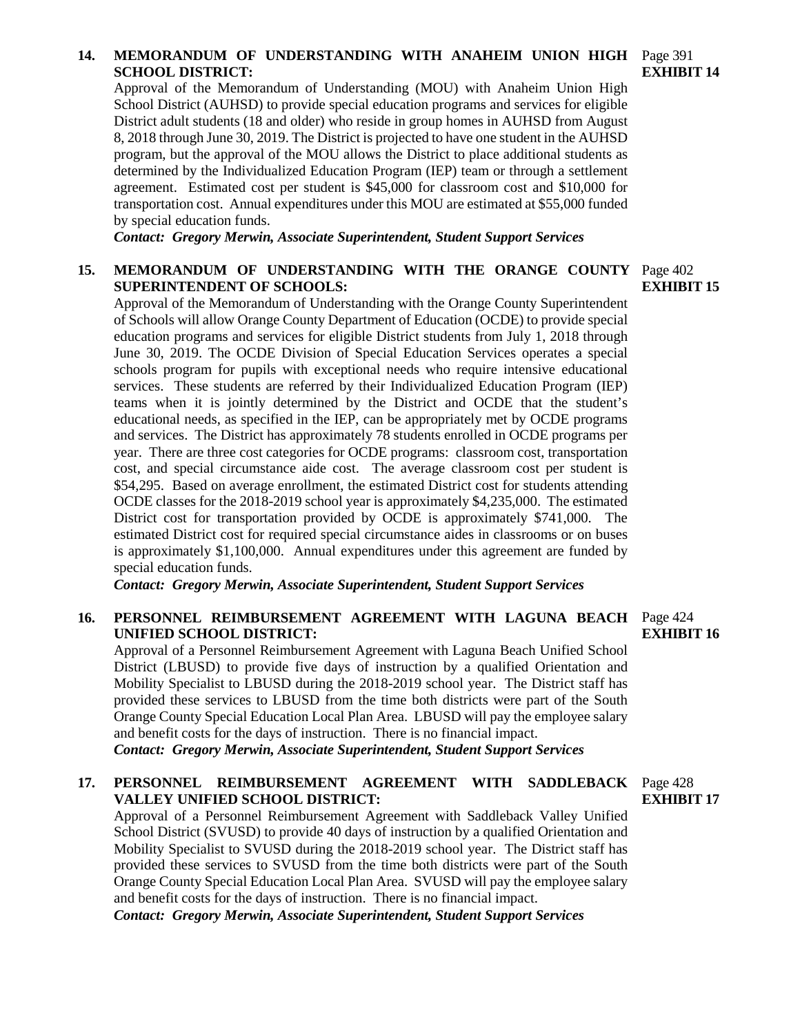**14. MEMORANDUM OF UNDERSTANDING WITH ANAHEIM UNION HIGH SCHOOL DISTRICT:** Page 391 **EXHIBIT 14**

Approval of the Memorandum of Understanding (MOU) with Anaheim Union High School District (AUHSD) to provide special education programs and services for eligible District adult students (18 and older) who reside in group homes in AUHSD from August 8, 2018 through June 30, 2019. The District is projected to have one student in the AUHSD program, but the approval of the MOU allows the District to place additional students as determined by the Individualized Education Program (IEP) team or through a settlement agreement. Estimated cost per student is $45,000 for classroom cost and $10,000 for transportation cost. Annual expenditures under this MOU are estimated at $55,000 funded by special education funds.

***Contact: Gregory Merwin, Associate Superintendent, Student Support Services***

**15. MEMORANDUM OF UNDERSTANDING WITH THE ORANGE COUNTY SUPERINTENDENT OF SCHOOLS:** Page 402 **EXHIBIT 15**

Approval of the Memorandum of Understanding with the Orange County Superintendent of Schools will allow Orange County Department of Education (OCDE) to provide special education programs and services for eligible District students from July 1, 2018 through June 30, 2019. The OCDE Division of Special Education Services operates a special schools program for pupils with exceptional needs who require intensive educational services. These students are referred by their Individualized Education Program (IEP) teams when it is jointly determined by the District and OCDE that the student's educational needs, as specified in the IEP, can be appropriately met by OCDE programs and services. The District has approximately 78 students enrolled in OCDE programs per year. There are three cost categories for OCDE programs: classroom cost, transportation cost, and special circumstance aide cost. The average classroom cost per student is $54,295. Based on average enrollment, the estimated District cost for students attending OCDE classes for the 2018-2019 school year is approximately $4,235,000. The estimated District cost for transportation provided by OCDE is approximately $741,000. The estimated District cost for required special circumstance aides in classrooms or on buses is approximately $1,100,000. Annual expenditures under this agreement are funded by special education funds.

***Contact: Gregory Merwin, Associate Superintendent, Student Support Services***

**16. PERSONNEL REIMBURSEMENT AGREEMENT WITH LAGUNA BEACH UNIFIED SCHOOL DISTRICT:** Page 424 **EXHIBIT 16**

Approval of a Personnel Reimbursement Agreement with Laguna Beach Unified School District (LBUSD) to provide five days of instruction by a qualified Orientation and Mobility Specialist to LBUSD during the 2018-2019 school year. The District staff has provided these services to LBUSD from the time both districts were part of the South Orange County Special Education Local Plan Area. LBUSD will pay the employee salary and benefit costs for the days of instruction. There is no financial impact.

***Contact: Gregory Merwin, Associate Superintendent, Student Support Services***

**17. PERSONNEL REIMBURSEMENT AGREEMENT WITH SADDLEBACK VALLEY UNIFIED SCHOOL DISTRICT:** Page 428 **EXHIBIT 17**

Approval of a Personnel Reimbursement Agreement with Saddleback Valley Unified School District (SVUSD) to provide 40 days of instruction by a qualified Orientation and Mobility Specialist to SVUSD during the 2018-2019 school year. The District staff has provided these services to SVUSD from the time both districts were part of the South Orange County Special Education Local Plan Area. SVUSD will pay the employee salary and benefit costs for the days of instruction. There is no financial impact.

***Contact: Gregory Merwin, Associate Superintendent, Student Support Services***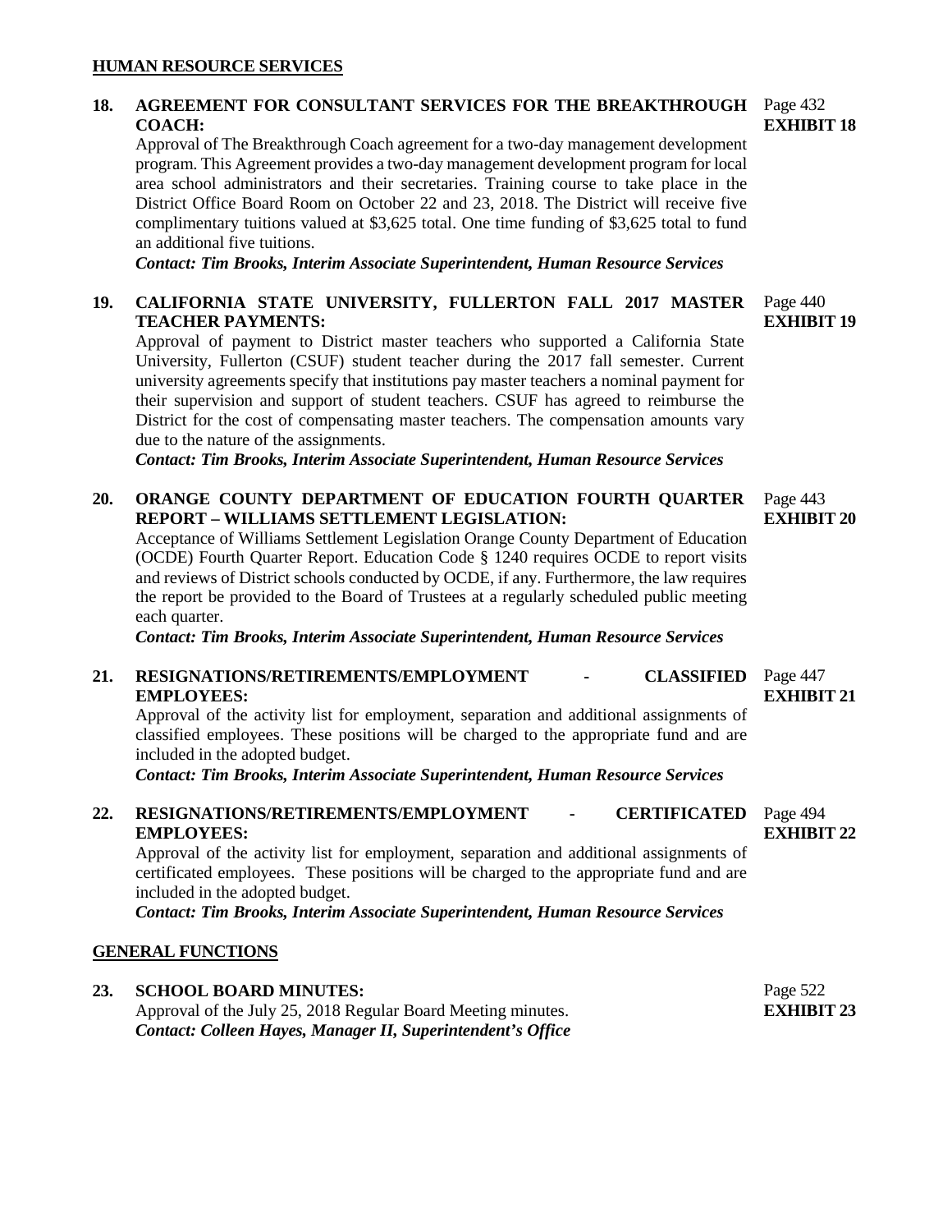**HUMAN RESOURCE SERVICES**

**18. AGREEMENT FOR CONSULTANT SERVICES FOR THE BREAKTHROUGH COACH:** Page 432 **EXHIBIT 18**

Approval of The Breakthrough Coach agreement for a two-day management development program. This Agreement provides a two-day management development program for local area school administrators and their secretaries. Training course to take place in the District Office Board Room on October 22 and 23, 2018. The District will receive five complimentary tuitions valued at $3,625 total. One time funding of $3,625 total to fund an additional five tuitions.

***Contact: Tim Brooks, Interim Associate Superintendent, Human Resource Services***

**19. CALIFORNIA STATE UNIVERSITY, FULLERTON FALL 2017 MASTER TEACHER PAYMENTS:** Page 440 **EXHIBIT 19**

Approval of payment to District master teachers who supported a California State University, Fullerton (CSUF) student teacher during the 2017 fall semester. Current university agreements specify that institutions pay master teachers a nominal payment for their supervision and support of student teachers. CSUF has agreed to reimburse the District for the cost of compensating master teachers. The compensation amounts vary due to the nature of the assignments.

***Contact: Tim Brooks, Interim Associate Superintendent, Human Resource Services***

**20. ORANGE COUNTY DEPARTMENT OF EDUCATION FOURTH QUARTER REPORT – WILLIAMS SETTLEMENT LEGISLATION:** Page 443 **EXHIBIT 20**

Acceptance of Williams Settlement Legislation Orange County Department of Education (OCDE) Fourth Quarter Report. Education Code § 1240 requires OCDE to report visits and reviews of District schools conducted by OCDE, if any. Furthermore, the law requires the report be provided to the Board of Trustees at a regularly scheduled public meeting each quarter.

***Contact: Tim Brooks, Interim Associate Superintendent, Human Resource Services***

**21. RESIGNATIONS/RETIREMENTS/EMPLOYMENT - CLASSIFIED EMPLOYEES:** Page 447 **EXHIBIT 21**

Approval of the activity list for employment, separation and additional assignments of classified employees. These positions will be charged to the appropriate fund and are included in the adopted budget.

***Contact: Tim Brooks, Interim Associate Superintendent, Human Resource Services***

**22. RESIGNATIONS/RETIREMENTS/EMPLOYMENT - CERTIFICATED EMPLOYEES:** Page 494 **EXHIBIT 22**

Approval of the activity list for employment, separation and additional assignments of certificated employees. These positions will be charged to the appropriate fund and are included in the adopted budget.

***Contact: Tim Brooks, Interim Associate Superintendent, Human Resource Services***

**GENERAL FUNCTIONS**

**23. SCHOOL BOARD MINUTES:** Page 522 **EXHIBIT 23**

Approval of the July 25, 2018 Regular Board Meeting minutes.

***Contact: Colleen Hayes, Manager II, Superintendent's Office***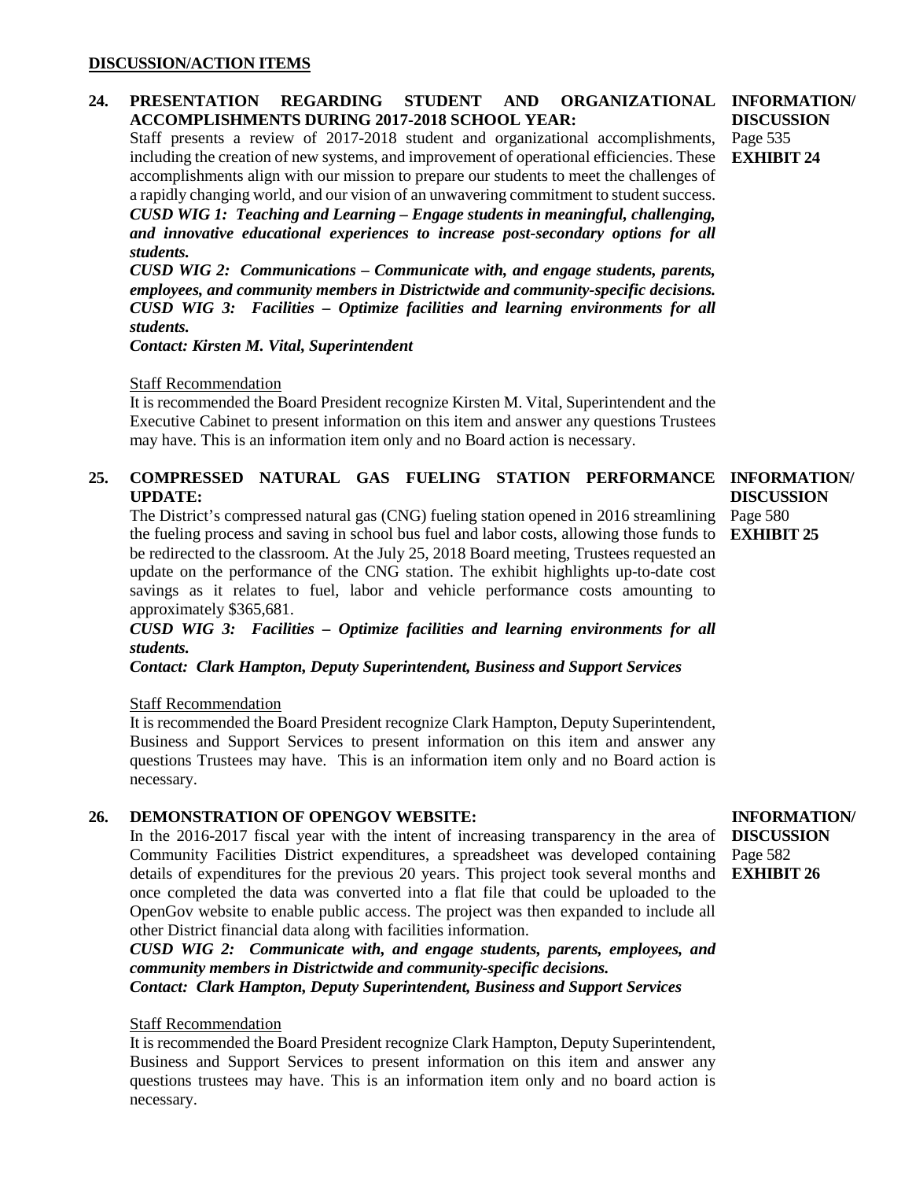**DISCUSSION/ACTION ITEMS**

**24. PRESENTATION REGARDING STUDENT AND ORGANIZATIONAL ACCOMPLISHMENTS DURING 2017-2018 SCHOOL YEAR:**

**INFORMATION/ DISCUSSION**
Page 535
**EXHIBIT 24**

Staff presents a review of 2017-2018 student and organizational accomplishments, including the creation of new systems, and improvement of operational efficiencies. These accomplishments align with our mission to prepare our students to meet the challenges of a rapidly changing world, and our vision of an unwavering commitment to student success.

***CUSD WIG 1: Teaching and Learning – Engage students in meaningful, challenging, and innovative educational experiences to increase post-secondary options for all students.***

***CUSD WIG 2: Communications – Communicate with, and engage students, parents, employees, and community members in Districtwide and community-specific decisions.***

***CUSD WIG 3: Facilities – Optimize facilities and learning environments for all students.***

***Contact: Kirsten M. Vital, Superintendent***

Staff Recommendation

It is recommended the Board President recognize Kirsten M. Vital, Superintendent and the Executive Cabinet to present information on this item and answer any questions Trustees may have. This is an information item only and no Board action is necessary.

**25. COMPRESSED NATURAL GAS FUELING STATION PERFORMANCE UPDATE:**

**INFORMATION/ DISCUSSION**
Page 580
**EXHIBIT 25**

The District's compressed natural gas (CNG) fueling station opened in 2016 streamlining the fueling process and saving in school bus fuel and labor costs, allowing those funds to be redirected to the classroom. At the July 25, 2018 Board meeting, Trustees requested an update on the performance of the CNG station. The exhibit highlights up-to-date cost savings as it relates to fuel, labor and vehicle performance costs amounting to approximately $365,681.

***CUSD WIG 3: Facilities – Optimize facilities and learning environments for all students.***

***Contact: Clark Hampton, Deputy Superintendent, Business and Support Services***

Staff Recommendation

It is recommended the Board President recognize Clark Hampton, Deputy Superintendent, Business and Support Services to present information on this item and answer any questions Trustees may have. This is an information item only and no Board action is necessary.

**26. DEMONSTRATION OF OPENGOV WEBSITE:**

**INFORMATION/ DISCUSSION**
Page 582
**EXHIBIT 26**

In the 2016-2017 fiscal year with the intent of increasing transparency in the area of Community Facilities District expenditures, a spreadsheet was developed containing details of expenditures for the previous 20 years. This project took several months and once completed the data was converted into a flat file that could be uploaded to the OpenGov website to enable public access. The project was then expanded to include all other District financial data along with facilities information.

***CUSD WIG 2: Communicate with, and engage students, parents, employees, and community members in Districtwide and community-specific decisions.***

***Contact: Clark Hampton, Deputy Superintendent, Business and Support Services***

Staff Recommendation

It is recommended the Board President recognize Clark Hampton, Deputy Superintendent, Business and Support Services to present information on this item and answer any questions trustees may have. This is an information item only and no board action is necessary.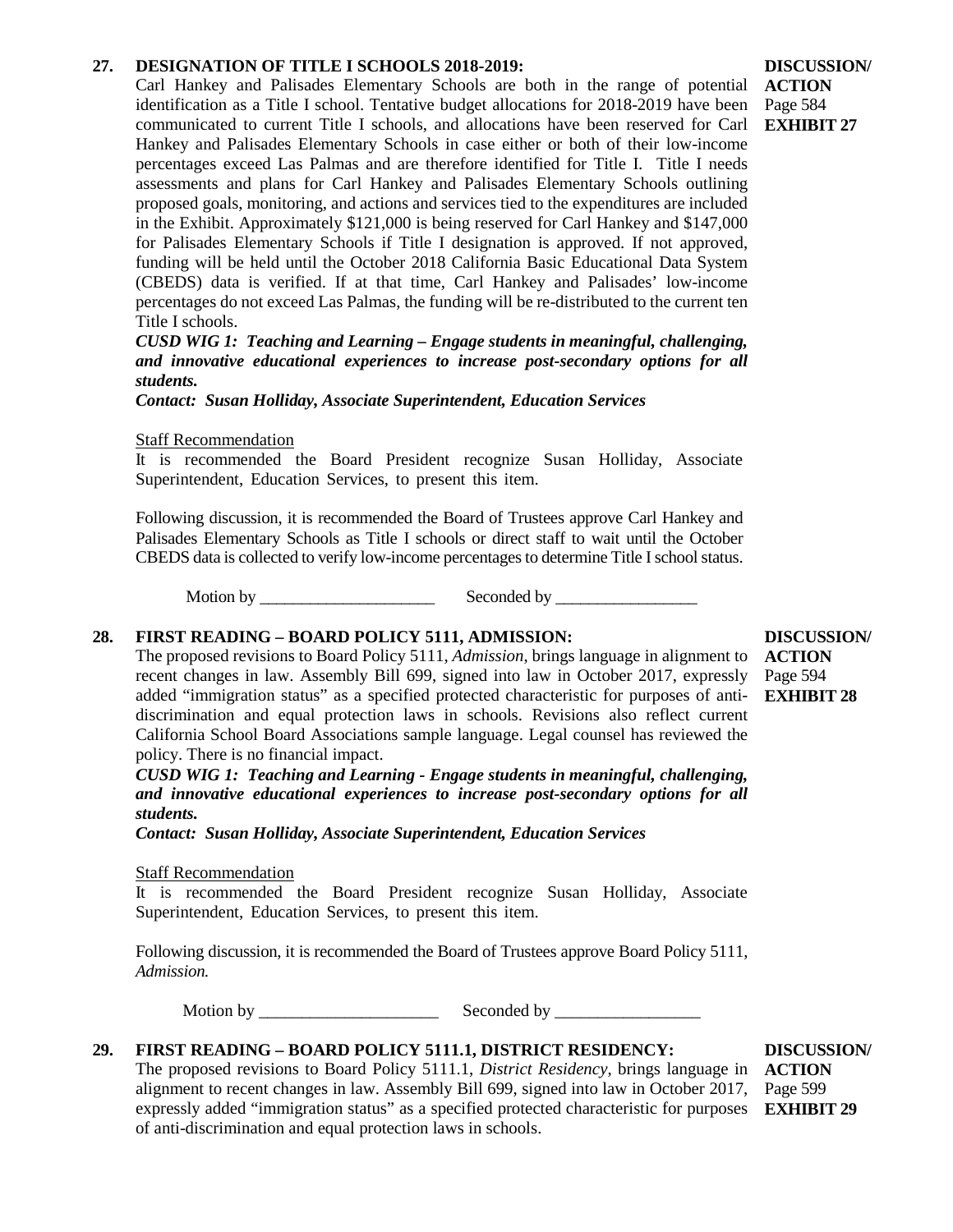**27. DESIGNATION OF TITLE I SCHOOLS 2018-2019:**

**DISCUSSION/ ACTION**
Page 584
**EXHIBIT 27**

Carl Hankey and Palisades Elementary Schools are both in the range of potential identification as a Title I school. Tentative budget allocations for 2018-2019 have been communicated to current Title I schools, and allocations have been reserved for Carl Hankey and Palisades Elementary Schools in case either or both of their low-income percentages exceed Las Palmas and are therefore identified for Title I. Title I needs assessments and plans for Carl Hankey and Palisades Elementary Schools outlining proposed goals, monitoring, and actions and services tied to the expenditures are included in the Exhibit. Approximately $121,000 is being reserved for Carl Hankey and $147,000 for Palisades Elementary Schools if Title I designation is approved. If not approved, funding will be held until the October 2018 California Basic Educational Data System (CBEDS) data is verified. If at that time, Carl Hankey and Palisades' low-income percentages do not exceed Las Palmas, the funding will be re-distributed to the current ten Title I schools.

***CUSD WIG 1: Teaching and Learning – Engage students in meaningful, challenging, and innovative educational experiences to increase post-secondary options for all students.***

***Contact: Susan Holliday, Associate Superintendent, Education Services***

Staff Recommendation

It is recommended the Board President recognize Susan Holliday, Associate Superintendent, Education Services, to present this item.

Following discussion, it is recommended the Board of Trustees approve Carl Hankey and Palisades Elementary Schools as Title I schools or direct staff to wait until the October CBEDS data is collected to verify low-income percentages to determine Title I school status.

Motion by _____________________ Seconded by _________________

**28. FIRST READING – BOARD POLICY 5111, ADMISSION:**

**DISCUSSION/ ACTION**
Page 594
**EXHIBIT 28**

The proposed revisions to Board Policy 5111, *Admission*, brings language in alignment to recent changes in law. Assembly Bill 699, signed into law in October 2017, expressly added "immigration status" as a specified protected characteristic for purposes of anti-discrimination and equal protection laws in schools. Revisions also reflect current California School Board Associations sample language. Legal counsel has reviewed the policy. There is no financial impact.

***CUSD WIG 1: Teaching and Learning - Engage students in meaningful, challenging, and innovative educational experiences to increase post-secondary options for all students.***

***Contact: Susan Holliday, Associate Superintendent, Education Services***

Staff Recommendation

It is recommended the Board President recognize Susan Holliday, Associate Superintendent, Education Services, to present this item.

Following discussion, it is recommended the Board of Trustees approve Board Policy 5111, *Admission.*

Motion by _____________________ Seconded by _________________

**29. FIRST READING – BOARD POLICY 5111.1, DISTRICT RESIDENCY:**

**DISCUSSION/ ACTION**
Page 599
**EXHIBIT 29**

The proposed revisions to Board Policy 5111.1, *District Residency*, brings language in alignment to recent changes in law. Assembly Bill 699, signed into law in October 2017, expressly added "immigration status" as a specified protected characteristic for purposes of anti-discrimination and equal protection laws in schools.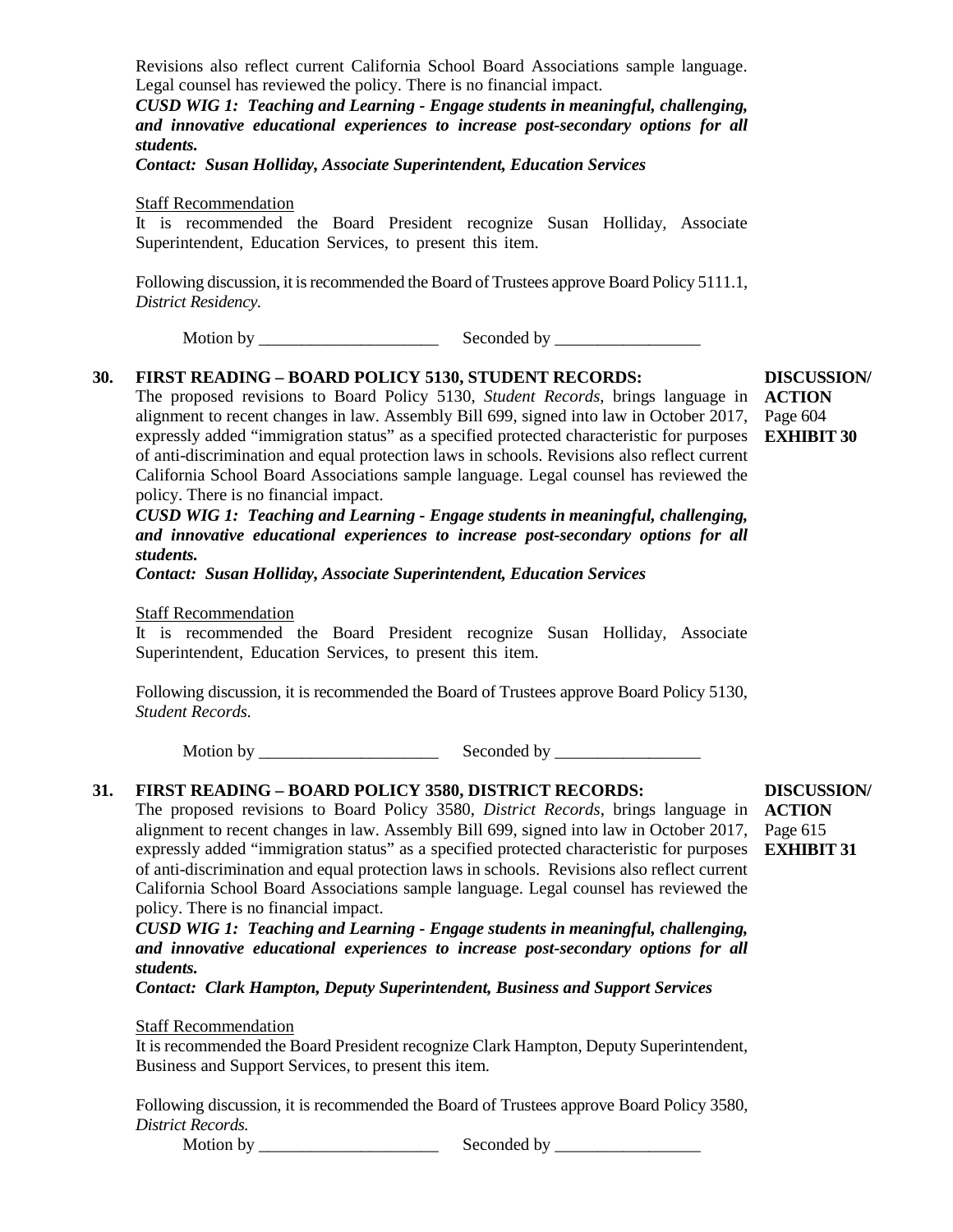Revisions also reflect current California School Board Associations sample language. Legal counsel has reviewed the policy. There is no financial impact.

***CUSD WIG 1: Teaching and Learning - Engage students in meaningful, challenging, and innovative educational experiences to increase post-secondary options for all students.***

***Contact: Susan Holliday, Associate Superintendent, Education Services***

Staff Recommendation

It is recommended the Board President recognize Susan Holliday, Associate Superintendent, Education Services, to present this item.

Following discussion, it is recommended the Board of Trustees approve Board Policy 5111.1, *District Residency.*

Motion by ______________________ Seconded by __________________

**30. FIRST READING – BOARD POLICY 5130, STUDENT RECORDS:**

**DISCUSSION/ ACTION**
Page 604
**EXHIBIT 30**

The proposed revisions to Board Policy 5130, *Student Records*, brings language in alignment to recent changes in law. Assembly Bill 699, signed into law in October 2017, expressly added "immigration status" as a specified protected characteristic for purposes of anti-discrimination and equal protection laws in schools. Revisions also reflect current California School Board Associations sample language. Legal counsel has reviewed the policy. There is no financial impact.

***CUSD WIG 1: Teaching and Learning - Engage students in meaningful, challenging, and innovative educational experiences to increase post-secondary options for all students.***

***Contact: Susan Holliday, Associate Superintendent, Education Services***

Staff Recommendation

It is recommended the Board President recognize Susan Holliday, Associate Superintendent, Education Services, to present this item.

Following discussion, it is recommended the Board of Trustees approve Board Policy 5130, *Student Records.*

Motion by ______________________ Seconded by __________________

**31. FIRST READING – BOARD POLICY 3580, DISTRICT RECORDS:**

**DISCUSSION/ ACTION**
Page 615
**EXHIBIT 31**

The proposed revisions to Board Policy 3580, *District Records*, brings language in alignment to recent changes in law. Assembly Bill 699, signed into law in October 2017, expressly added "immigration status" as a specified protected characteristic for purposes of anti-discrimination and equal protection laws in schools. Revisions also reflect current California School Board Associations sample language. Legal counsel has reviewed the policy. There is no financial impact.

***CUSD WIG 1: Teaching and Learning - Engage students in meaningful, challenging, and innovative educational experiences to increase post-secondary options for all students.***

***Contact: Clark Hampton, Deputy Superintendent, Business and Support Services***

Staff Recommendation

It is recommended the Board President recognize Clark Hampton, Deputy Superintendent, Business and Support Services, to present this item.

Following discussion, it is recommended the Board of Trustees approve Board Policy 3580, *District Records.*

Motion by ______________________ Seconded by __________________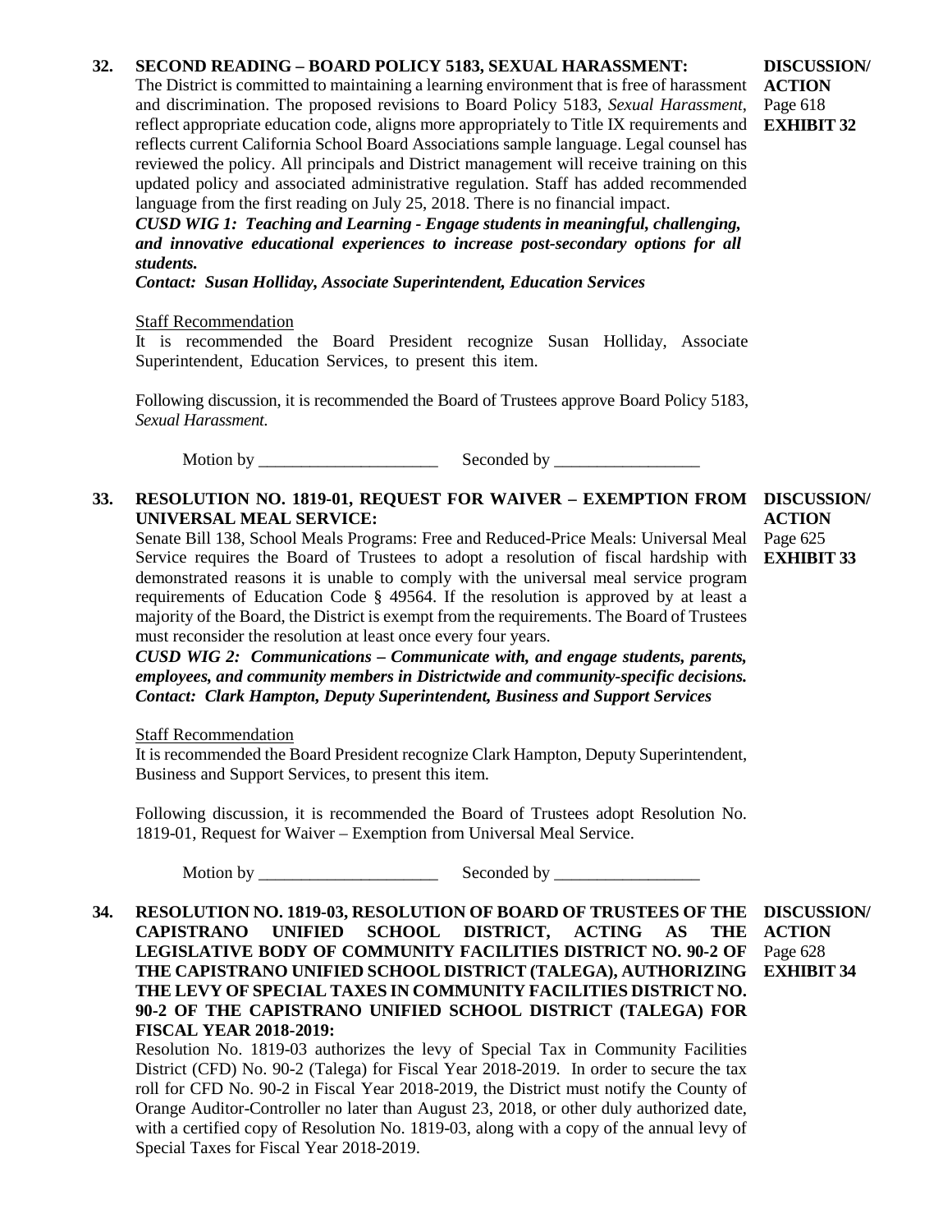**32. SECOND READING – BOARD POLICY 5183, SEXUAL HARASSMENT:**

**DISCUSSION/ ACTION**
Page 618
**EXHIBIT 32**

The District is committed to maintaining a learning environment that is free of harassment and discrimination. The proposed revisions to Board Policy 5183, *Sexual Harassment*, reflect appropriate education code, aligns more appropriately to Title IX requirements and reflects current California School Board Associations sample language. Legal counsel has reviewed the policy. All principals and District management will receive training on this updated policy and associated administrative regulation. Staff has added recommended language from the first reading on July 25, 2018. There is no financial impact.

***CUSD WIG 1: Teaching and Learning - Engage students in meaningful, challenging, and innovative educational experiences to increase post-secondary options for all students.***

***Contact: Susan Holliday, Associate Superintendent, Education Services***

Staff Recommendation

It is recommended the Board President recognize Susan Holliday, Associate Superintendent, Education Services, to present this item.

Following discussion, it is recommended the Board of Trustees approve Board Policy 5183, *Sexual Harassment.*

Motion by ______________________ Seconded by __________________

**33. RESOLUTION NO. 1819-01, REQUEST FOR WAIVER – EXEMPTION FROM UNIVERSAL MEAL SERVICE:**

**DISCUSSION/ ACTION**
Page 625
**EXHIBIT 33**

Senate Bill 138, School Meals Programs: Free and Reduced-Price Meals: Universal Meal Service requires the Board of Trustees to adopt a resolution of fiscal hardship with demonstrated reasons it is unable to comply with the universal meal service program requirements of Education Code § 49564. If the resolution is approved by at least a majority of the Board, the District is exempt from the requirements. The Board of Trustees must reconsider the resolution at least once every four years.

***CUSD WIG 2: Communications – Communicate with, and engage students, parents, employees, and community members in Districtwide and community-specific decisions.***

***Contact: Clark Hampton, Deputy Superintendent, Business and Support Services***

Staff Recommendation

It is recommended the Board President recognize Clark Hampton, Deputy Superintendent, Business and Support Services, to present this item.

Following discussion, it is recommended the Board of Trustees adopt Resolution No. 1819-01, Request for Waiver – Exemption from Universal Meal Service.

Motion by ______________________ Seconded by __________________

**34. RESOLUTION NO. 1819-03, RESOLUTION OF BOARD OF TRUSTEES OF THE CAPISTRANO UNIFIED SCHOOL DISTRICT, ACTING AS THE LEGISLATIVE BODY OF COMMUNITY FACILITIES DISTRICT NO. 90-2 OF THE CAPISTRANO UNIFIED SCHOOL DISTRICT (TALEGA), AUTHORIZING THE LEVY OF SPECIAL TAXES IN COMMUNITY FACILITIES DISTRICT NO. 90-2 OF THE CAPISTRANO UNIFIED SCHOOL DISTRICT (TALEGA) FOR FISCAL YEAR 2018-2019:**

**DISCUSSION/ ACTION**
Page 628
**EXHIBIT 34**

Resolution No. 1819-03 authorizes the levy of Special Tax in Community Facilities District (CFD) No. 90-2 (Talega) for Fiscal Year 2018-2019. In order to secure the tax roll for CFD No. 90-2 in Fiscal Year 2018-2019, the District must notify the County of Orange Auditor-Controller no later than August 23, 2018, or other duly authorized date, with a certified copy of Resolution No. 1819-03, along with a copy of the annual levy of Special Taxes for Fiscal Year 2018-2019.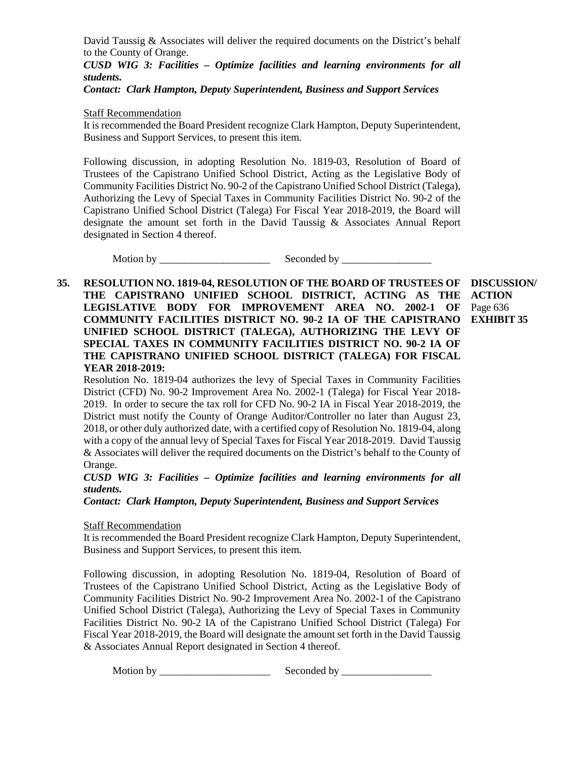David Taussig & Associates will deliver the required documents on the District's behalf to the County of Orange.

***CUSD WIG 3: Facilities – Optimize facilities and learning environments for all students.***

***Contact: Clark Hampton, Deputy Superintendent, Business and Support Services***

Staff Recommendation

It is recommended the Board President recognize Clark Hampton, Deputy Superintendent, Business and Support Services, to present this item.

Following discussion, in adopting Resolution No. 1819-03, Resolution of Board of Trustees of the Capistrano Unified School District, Acting as the Legislative Body of Community Facilities District No. 90-2 of the Capistrano Unified School District (Talega), Authorizing the Levy of Special Taxes in Community Facilities District No. 90-2 of the Capistrano Unified School District (Talega) For Fiscal Year 2018-2019, the Board will designate the amount set forth in the David Taussig & Associates Annual Report designated in Section 4 thereof.

Motion by ______________________ Seconded by __________________

**35. RESOLUTION NO. 1819-04, RESOLUTION OF THE BOARD OF TRUSTEES OF THE CAPISTRANO UNIFIED SCHOOL DISTRICT, ACTING AS THE LEGISLATIVE BODY FOR IMPROVEMENT AREA NO. 2002-1 OF COMMUNITY FACILITIES DISTRICT NO. 90-2 IA OF THE CAPISTRANO UNIFIED SCHOOL DISTRICT (TALEGA), AUTHORIZING THE LEVY OF SPECIAL TAXES IN COMMUNITY FACILITIES DISTRICT NO. 90-2 IA OF THE CAPISTRANO UNIFIED SCHOOL DISTRICT (TALEGA) FOR FISCAL YEAR 2018-2019:**

**DISCUSSION/ ACTION**
Page 636
**EXHIBIT 35**

Resolution No. 1819-04 authorizes the levy of Special Taxes in Community Facilities District (CFD) No. 90-2 Improvement Area No. 2002-1 (Talega) for Fiscal Year 2018-2019. In order to secure the tax roll for CFD No. 90-2 IA in Fiscal Year 2018-2019, the District must notify the County of Orange Auditor/Controller no later than August 23, 2018, or other duly authorized date, with a certified copy of Resolution No. 1819-04, along with a copy of the annual levy of Special Taxes for Fiscal Year 2018-2019. David Taussig & Associates will deliver the required documents on the District's behalf to the County of Orange.

***CUSD WIG 3: Facilities – Optimize facilities and learning environments for all students.***

***Contact: Clark Hampton, Deputy Superintendent, Business and Support Services***

Staff Recommendation

It is recommended the Board President recognize Clark Hampton, Deputy Superintendent, Business and Support Services, to present this item.

Following discussion, in adopting Resolution No. 1819-04, Resolution of Board of Trustees of the Capistrano Unified School District, Acting as the Legislative Body of Community Facilities District No. 90-2 Improvement Area No. 2002-1 of the Capistrano Unified School District (Talega), Authorizing the Levy of Special Taxes in Community Facilities District No. 90-2 IA of the Capistrano Unified School District (Talega) For Fiscal Year 2018-2019, the Board will designate the amount set forth in the David Taussig & Associates Annual Report designated in Section 4 thereof.

Motion by ______________________ Seconded by __________________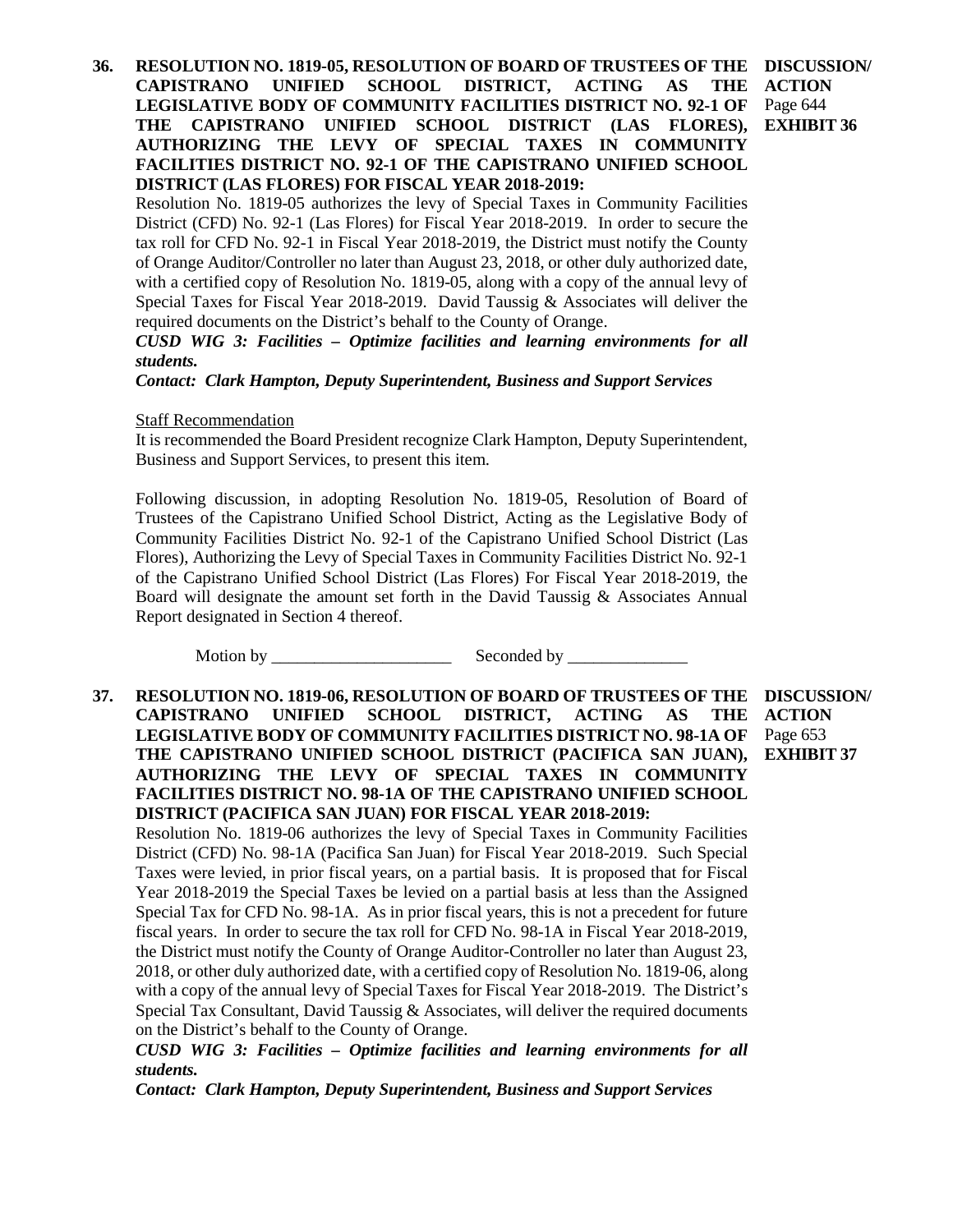**36. RESOLUTION NO. 1819-05, RESOLUTION OF BOARD OF TRUSTEES OF THE CAPISTRANO UNIFIED SCHOOL DISTRICT, ACTING AS THE LEGISLATIVE BODY OF COMMUNITY FACILITIES DISTRICT NO. 92-1 OF THE CAPISTRANO UNIFIED SCHOOL DISTRICT (LAS FLORES), AUTHORIZING THE LEVY OF SPECIAL TAXES IN COMMUNITY FACILITIES DISTRICT NO. 92-1 OF THE CAPISTRANO UNIFIED SCHOOL DISTRICT (LAS FLORES) FOR FISCAL YEAR 2018-2019:**

**DISCUSSION/ ACTION**
Page 644
**EXHIBIT 36**

Resolution No. 1819-05 authorizes the levy of Special Taxes in Community Facilities District (CFD) No. 92-1 (Las Flores) for Fiscal Year 2018-2019. In order to secure the tax roll for CFD No. 92-1 in Fiscal Year 2018-2019, the District must notify the County of Orange Auditor/Controller no later than August 23, 2018, or other duly authorized date, with a certified copy of Resolution No. 1819-05, along with a copy of the annual levy of Special Taxes for Fiscal Year 2018-2019. David Taussig & Associates will deliver the required documents on the District's behalf to the County of Orange.

***CUSD WIG 3: Facilities – Optimize facilities and learning environments for all students.***

***Contact: Clark Hampton, Deputy Superintendent, Business and Support Services***

Staff Recommendation

It is recommended the Board President recognize Clark Hampton, Deputy Superintendent, Business and Support Services, to present this item.

Following discussion, in adopting Resolution No. 1819-05, Resolution of Board of Trustees of the Capistrano Unified School District, Acting as the Legislative Body of Community Facilities District No. 92-1 of the Capistrano Unified School District (Las Flores), Authorizing the Levy of Special Taxes in Community Facilities District No. 92-1 of the Capistrano Unified School District (Las Flores) For Fiscal Year 2018-2019, the Board will designate the amount set forth in the David Taussig & Associates Annual Report designated in Section 4 thereof.

Motion by ______________________ Seconded by _______________

**37. RESOLUTION NO. 1819-06, RESOLUTION OF BOARD OF TRUSTEES OF THE CAPISTRANO UNIFIED SCHOOL DISTRICT, ACTING AS THE LEGISLATIVE BODY OF COMMUNITY FACILITIES DISTRICT NO. 98-1A OF THE CAPISTRANO UNIFIED SCHOOL DISTRICT (PACIFICA SAN JUAN), AUTHORIZING THE LEVY OF SPECIAL TAXES IN COMMUNITY FACILITIES DISTRICT NO. 98-1A OF THE CAPISTRANO UNIFIED SCHOOL DISTRICT (PACIFICA SAN JUAN) FOR FISCAL YEAR 2018-2019:**

**DISCUSSION/ ACTION**
Page 653
**EXHIBIT 37**

Resolution No. 1819-06 authorizes the levy of Special Taxes in Community Facilities District (CFD) No. 98-1A (Pacifica San Juan) for Fiscal Year 2018-2019. Such Special Taxes were levied, in prior fiscal years, on a partial basis. It is proposed that for Fiscal Year 2018-2019 the Special Taxes be levied on a partial basis at less than the Assigned Special Tax for CFD No. 98-1A. As in prior fiscal years, this is not a precedent for future fiscal years. In order to secure the tax roll for CFD No. 98-1A in Fiscal Year 2018-2019, the District must notify the County of Orange Auditor-Controller no later than August 23, 2018, or other duly authorized date, with a certified copy of Resolution No. 1819-06, along with a copy of the annual levy of Special Taxes for Fiscal Year 2018-2019. The District's Special Tax Consultant, David Taussig & Associates, will deliver the required documents on the District's behalf to the County of Orange.

***CUSD WIG 3: Facilities – Optimize facilities and learning environments for all students.***

***Contact: Clark Hampton, Deputy Superintendent, Business and Support Services***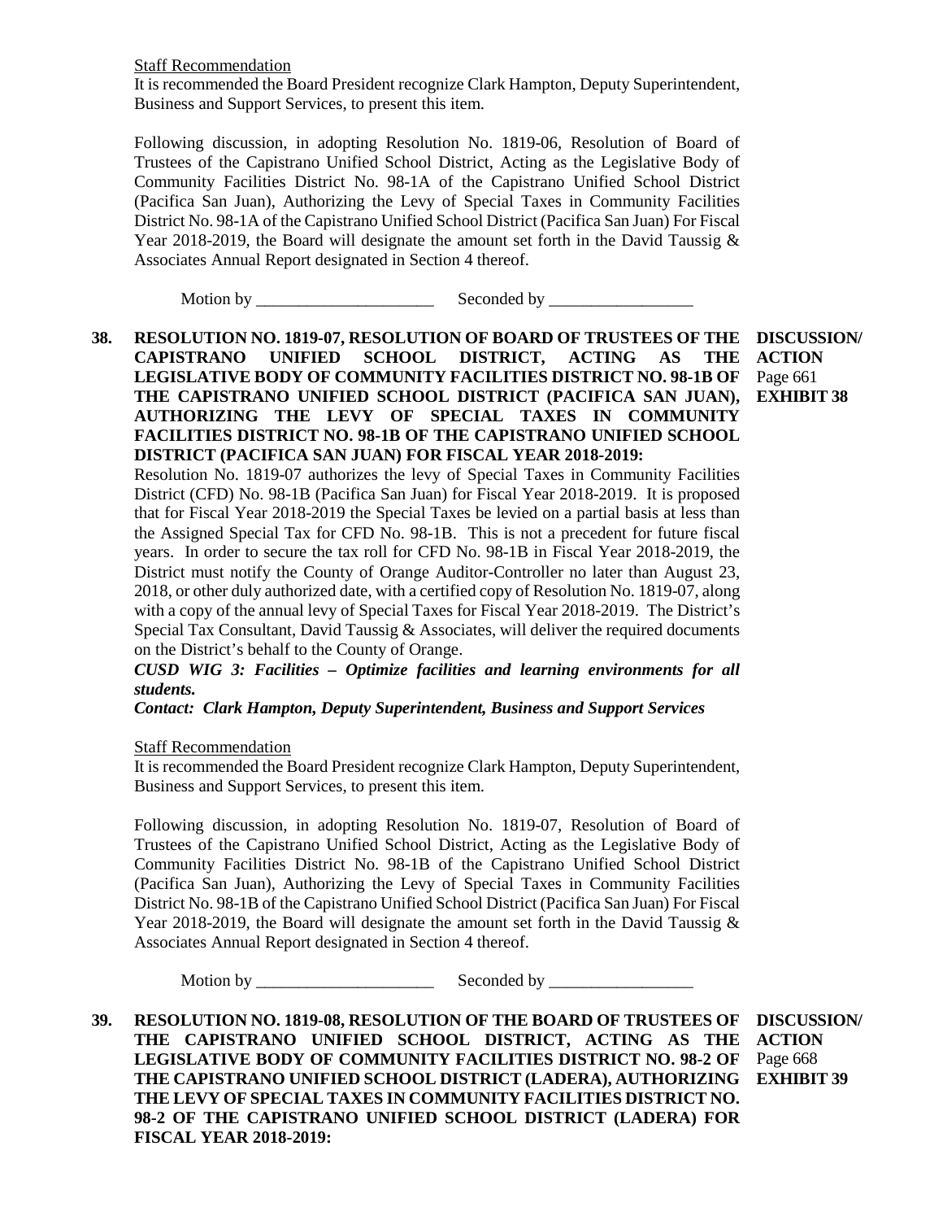Staff Recommendation

It is recommended the Board President recognize Clark Hampton, Deputy Superintendent, Business and Support Services, to present this item.

Following discussion, in adopting Resolution No. 1819-06, Resolution of Board of Trustees of the Capistrano Unified School District, Acting as the Legislative Body of Community Facilities District No. 98-1A of the Capistrano Unified School District (Pacifica San Juan), Authorizing the Levy of Special Taxes in Community Facilities District No. 98-1A of the Capistrano Unified School District (Pacifica San Juan) For Fiscal Year 2018-2019, the Board will designate the amount set forth in the David Taussig & Associates Annual Report designated in Section 4 thereof.

Motion by _____________________ Seconded by _________________

**38. RESOLUTION NO. 1819-07, RESOLUTION OF BOARD OF TRUSTEES OF THE CAPISTRANO UNIFIED SCHOOL DISTRICT, ACTING AS THE LEGISLATIVE BODY OF COMMUNITY FACILITIES DISTRICT NO. 98-1B OF THE CAPISTRANO UNIFIED SCHOOL DISTRICT (PACIFICA SAN JUAN), AUTHORIZING THE LEVY OF SPECIAL TAXES IN COMMUNITY FACILITIES DISTRICT NO. 98-1B OF THE CAPISTRANO UNIFIED SCHOOL DISTRICT (PACIFICA SAN JUAN) FOR FISCAL YEAR 2018-2019:**

**DISCUSSION/ ACTION**
Page 661
**EXHIBIT 38**

Resolution No. 1819-07 authorizes the levy of Special Taxes in Community Facilities District (CFD) No. 98-1B (Pacifica San Juan) for Fiscal Year 2018-2019. It is proposed that for Fiscal Year 2018-2019 the Special Taxes be levied on a partial basis at less than the Assigned Special Tax for CFD No. 98-1B. This is not a precedent for future fiscal years. In order to secure the tax roll for CFD No. 98-1B in Fiscal Year 2018-2019, the District must notify the County of Orange Auditor-Controller no later than August 23, 2018, or other duly authorized date, with a certified copy of Resolution No. 1819-07, along with a copy of the annual levy of Special Taxes for Fiscal Year 2018-2019. The District's Special Tax Consultant, David Taussig & Associates, will deliver the required documents on the District's behalf to the County of Orange.

***CUSD WIG 3: Facilities – Optimize facilities and learning environments for all students.***

***Contact: Clark Hampton, Deputy Superintendent, Business and Support Services***

Staff Recommendation

It is recommended the Board President recognize Clark Hampton, Deputy Superintendent, Business and Support Services, to present this item.

Following discussion, in adopting Resolution No. 1819-07, Resolution of Board of Trustees of the Capistrano Unified School District, Acting as the Legislative Body of Community Facilities District No. 98-1B of the Capistrano Unified School District (Pacifica San Juan), Authorizing the Levy of Special Taxes in Community Facilities District No. 98-1B of the Capistrano Unified School District (Pacifica San Juan) For Fiscal Year 2018-2019, the Board will designate the amount set forth in the David Taussig & Associates Annual Report designated in Section 4 thereof.

Motion by _____________________ Seconded by _________________

**39. RESOLUTION NO. 1819-08, RESOLUTION OF THE BOARD OF TRUSTEES OF THE CAPISTRANO UNIFIED SCHOOL DISTRICT, ACTING AS THE LEGISLATIVE BODY OF COMMUNITY FACILITIES DISTRICT NO. 98-2 OF THE CAPISTRANO UNIFIED SCHOOL DISTRICT (LADERA), AUTHORIZING THE LEVY OF SPECIAL TAXES IN COMMUNITY FACILITIES DISTRICT NO. 98-2 OF THE CAPISTRANO UNIFIED SCHOOL DISTRICT (LADERA) FOR FISCAL YEAR 2018-2019:**

**DISCUSSION/ ACTION**
Page 668
**EXHIBIT 39**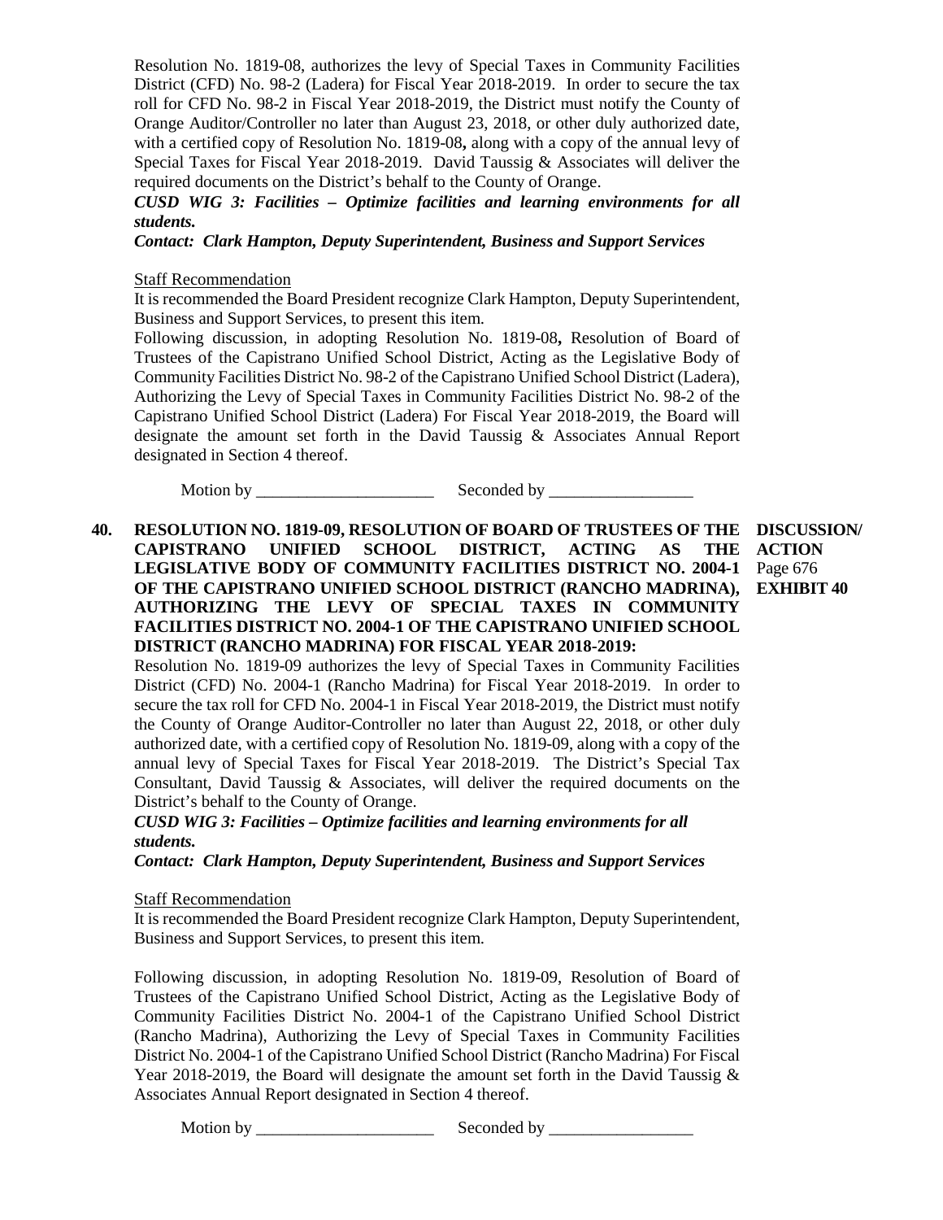Resolution No. 1819-08, authorizes the levy of Special Taxes in Community Facilities District (CFD) No. 98-2 (Ladera) for Fiscal Year 2018-2019. In order to secure the tax roll for CFD No. 98-2 in Fiscal Year 2018-2019, the District must notify the County of Orange Auditor/Controller no later than August 23, 2018, or other duly authorized date, with a certified copy of Resolution No. 1819-08**,** along with a copy of the annual levy of Special Taxes for Fiscal Year 2018-2019. David Taussig & Associates will deliver the required documents on the District's behalf to the County of Orange.

***CUSD WIG 3: Facilities – Optimize facilities and learning environments for all students.***

***Contact: Clark Hampton, Deputy Superintendent, Business and Support Services***

Staff Recommendation

It is recommended the Board President recognize Clark Hampton, Deputy Superintendent, Business and Support Services, to present this item.

Following discussion, in adopting Resolution No. 1819-08**,** Resolution of Board of Trustees of the Capistrano Unified School District, Acting as the Legislative Body of Community Facilities District No. 98-2 of the Capistrano Unified School District (Ladera), Authorizing the Levy of Special Taxes in Community Facilities District No. 98-2 of the Capistrano Unified School District (Ladera) For Fiscal Year 2018-2019, the Board will designate the amount set forth in the David Taussig & Associates Annual Report designated in Section 4 thereof.

Motion by \_\_\_\_\_\_\_\_\_\_\_\_\_\_\_\_\_\_\_\_\_ Seconded by \_\_\_\_\_\_\_\_\_\_\_\_\_\_\_\_\_

**40. RESOLUTION NO. 1819-09, RESOLUTION OF BOARD OF TRUSTEES OF THE CAPISTRANO UNIFIED SCHOOL DISTRICT, ACTING AS THE LEGISLATIVE BODY OF COMMUNITY FACILITIES DISTRICT NO. 2004-1 OF THE CAPISTRANO UNIFIED SCHOOL DISTRICT (RANCHO MADRINA), AUTHORIZING THE LEVY OF SPECIAL TAXES IN COMMUNITY FACILITIES DISTRICT NO. 2004-1 OF THE CAPISTRANO UNIFIED SCHOOL DISTRICT (RANCHO MADRINA) FOR FISCAL YEAR 2018-2019:**

**DISCUSSION/ ACTION**
Page 676
**EXHIBIT 40**

Resolution No. 1819-09 authorizes the levy of Special Taxes in Community Facilities District (CFD) No. 2004-1 (Rancho Madrina) for Fiscal Year 2018-2019. In order to secure the tax roll for CFD No. 2004-1 in Fiscal Year 2018-2019, the District must notify the County of Orange Auditor-Controller no later than August 22, 2018, or other duly authorized date, with a certified copy of Resolution No. 1819-09, along with a copy of the annual levy of Special Taxes for Fiscal Year 2018-2019. The District's Special Tax Consultant, David Taussig & Associates, will deliver the required documents on the District's behalf to the County of Orange.

***CUSD WIG 3: Facilities – Optimize facilities and learning environments for all students.***

***Contact: Clark Hampton, Deputy Superintendent, Business and Support Services***

Staff Recommendation

It is recommended the Board President recognize Clark Hampton, Deputy Superintendent, Business and Support Services, to present this item.

Following discussion, in adopting Resolution No. 1819-09, Resolution of Board of Trustees of the Capistrano Unified School District, Acting as the Legislative Body of Community Facilities District No. 2004-1 of the Capistrano Unified School District (Rancho Madrina), Authorizing the Levy of Special Taxes in Community Facilities District No. 2004-1 of the Capistrano Unified School District (Rancho Madrina) For Fiscal Year 2018-2019, the Board will designate the amount set forth in the David Taussig & Associates Annual Report designated in Section 4 thereof.

Motion by \_\_\_\_\_\_\_\_\_\_\_\_\_\_\_\_\_\_\_\_\_ Seconded by \_\_\_\_\_\_\_\_\_\_\_\_\_\_\_\_\_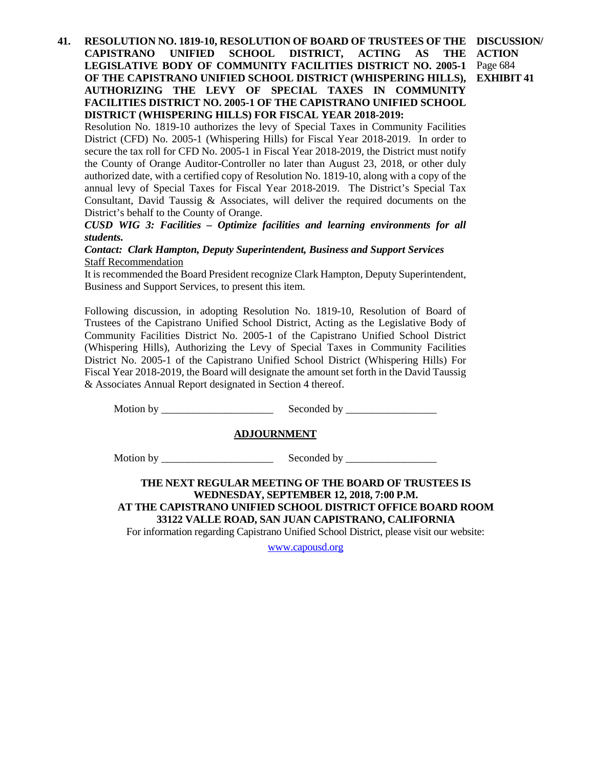**41. RESOLUTION NO. 1819-10, RESOLUTION OF BOARD OF TRUSTEES OF THE CAPISTRANO UNIFIED SCHOOL DISTRICT, ACTING AS THE LEGISLATIVE BODY OF COMMUNITY FACILITIES DISTRICT NO. 2005-1 OF THE CAPISTRANO UNIFIED SCHOOL DISTRICT (WHISPERING HILLS), AUTHORIZING THE LEVY OF SPECIAL TAXES IN COMMUNITY FACILITIES DISTRICT NO. 2005-1 OF THE CAPISTRANO UNIFIED SCHOOL DISTRICT (WHISPERING HILLS) FOR FISCAL YEAR 2018-2019:**

**DISCUSSION/ ACTION**
Page 684
**EXHIBIT 41**

Resolution No. 1819-10 authorizes the levy of Special Taxes in Community Facilities District (CFD) No. 2005-1 (Whispering Hills) for Fiscal Year 2018-2019. In order to secure the tax roll for CFD No. 2005-1 in Fiscal Year 2018-2019, the District must notify the County of Orange Auditor-Controller no later than August 23, 2018, or other duly authorized date, with a certified copy of Resolution No. 1819-10, along with a copy of the annual levy of Special Taxes for Fiscal Year 2018-2019. The District's Special Tax Consultant, David Taussig & Associates, will deliver the required documents on the District's behalf to the County of Orange.

***CUSD WIG 3: Facilities – Optimize facilities and learning environments for all students.***

***Contact: Clark Hampton, Deputy Superintendent, Business and Support Services***

Staff Recommendation

It is recommended the Board President recognize Clark Hampton, Deputy Superintendent, Business and Support Services, to present this item.

Following discussion, in adopting Resolution No. 1819-10, Resolution of Board of Trustees of the Capistrano Unified School District, Acting as the Legislative Body of Community Facilities District No. 2005-1 of the Capistrano Unified School District (Whispering Hills), Authorizing the Levy of Special Taxes in Community Facilities District No. 2005-1 of the Capistrano Unified School District (Whispering Hills) For Fiscal Year 2018-2019, the Board will designate the amount set forth in the David Taussig & Associates Annual Report designated in Section 4 thereof.

Motion by _____________________ Seconded by _________________

## ADJOURNMENT

Motion by _____________________ Seconded by _________________

**THE NEXT REGULAR MEETING OF THE BOARD OF TRUSTEES IS WEDNESDAY, SEPTEMBER 12, 2018, 7:00 P.M. AT THE CAPISTRANO UNIFIED SCHOOL DISTRICT OFFICE BOARD ROOM 33122 VALLE ROAD, SAN JUAN CAPISTRANO, CALIFORNIA**

For information regarding Capistrano Unified School District, please visit our website:

www.capousd.org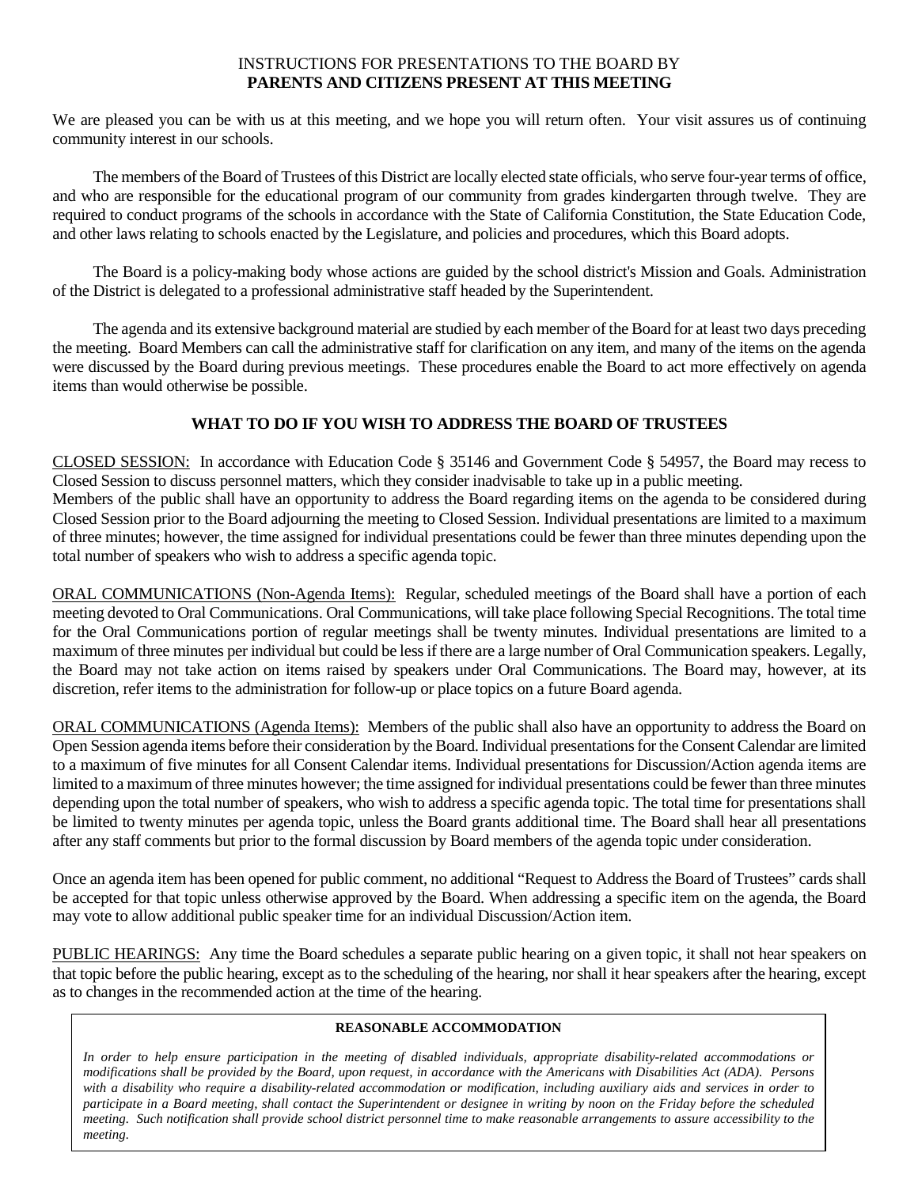# INSTRUCTIONS FOR PRESENTATIONS TO THE BOARD BY **PARENTS AND CITIZENS PRESENT AT THIS MEETING**

We are pleased you can be with us at this meeting, and we hope you will return often. Your visit assures us of continuing community interest in our schools.

The members of the Board of Trustees of this District are locally elected state officials, who serve four-year terms of office, and who are responsible for the educational program of our community from grades kindergarten through twelve. They are required to conduct programs of the schools in accordance with the State of California Constitution, the State Education Code, and other laws relating to schools enacted by the Legislature, and policies and procedures, which this Board adopts.

The Board is a policy-making body whose actions are guided by the school district's Mission and Goals. Administration of the District is delegated to a professional administrative staff headed by the Superintendent.

The agenda and its extensive background material are studied by each member of the Board for at least two days preceding the meeting. Board Members can call the administrative staff for clarification on any item, and many of the items on the agenda were discussed by the Board during previous meetings. These procedures enable the Board to act more effectively on agenda items than would otherwise be possible.

## WHAT TO DO IF YOU WISH TO ADDRESS THE BOARD OF TRUSTEES

<u>CLOSED SESSION:</u> In accordance with Education Code § 35146 and Government Code § 54957, the Board may recess to Closed Session to discuss personnel matters, which they consider inadvisable to take up in a public meeting.
Members of the public shall have an opportunity to address the Board regarding items on the agenda to be considered during Closed Session prior to the Board adjourning the meeting to Closed Session. Individual presentations are limited to a maximum of three minutes; however, the time assigned for individual presentations could be fewer than three minutes depending upon the total number of speakers who wish to address a specific agenda topic.

<u>ORAL COMMUNICATIONS (Non-Agenda Items):</u> Regular, scheduled meetings of the Board shall have a portion of each meeting devoted to Oral Communications. Oral Communications, will take place following Special Recognitions. The total time for the Oral Communications portion of regular meetings shall be twenty minutes. Individual presentations are limited to a maximum of three minutes per individual but could be less if there are a large number of Oral Communication speakers. Legally, the Board may not take action on items raised by speakers under Oral Communications. The Board may, however, at its discretion, refer items to the administration for follow-up or place topics on a future Board agenda.

<u>ORAL COMMUNICATIONS (Agenda Items):</u> Members of the public shall also have an opportunity to address the Board on Open Session agenda items before their consideration by the Board. Individual presentations for the Consent Calendar are limited to a maximum of five minutes for all Consent Calendar items. Individual presentations for Discussion/Action agenda items are limited to a maximum of three minutes however; the time assigned for individual presentations could be fewer than three minutes depending upon the total number of speakers, who wish to address a specific agenda topic. The total time for presentations shall be limited to twenty minutes per agenda topic, unless the Board grants additional time. The Board shall hear all presentations after any staff comments but prior to the formal discussion by Board members of the agenda topic under consideration.

Once an agenda item has been opened for public comment, no additional "Request to Address the Board of Trustees" cards shall be accepted for that topic unless otherwise approved by the Board. When addressing a specific item on the agenda, the Board may vote to allow additional public speaker time for an individual Discussion/Action item.

<u>PUBLIC HEARINGS:</u> Any time the Board schedules a separate public hearing on a given topic, it shall not hear speakers on that topic before the public hearing, except as to the scheduling of the hearing, nor shall it hear speakers after the hearing, except as to changes in the recommended action at the time of the hearing.

**REASONABLE ACCOMMODATION**

*In order to help ensure participation in the meeting of disabled individuals, appropriate disability-related accommodations or modifications shall be provided by the Board, upon request, in accordance with the Americans with Disabilities Act (ADA). Persons with a disability who require a disability-related accommodation or modification, including auxiliary aids and services in order to participate in a Board meeting, shall contact the Superintendent or designee in writing by noon on the Friday before the scheduled meeting. Such notification shall provide school district personnel time to make reasonable arrangements to assure accessibility to the meeting.*